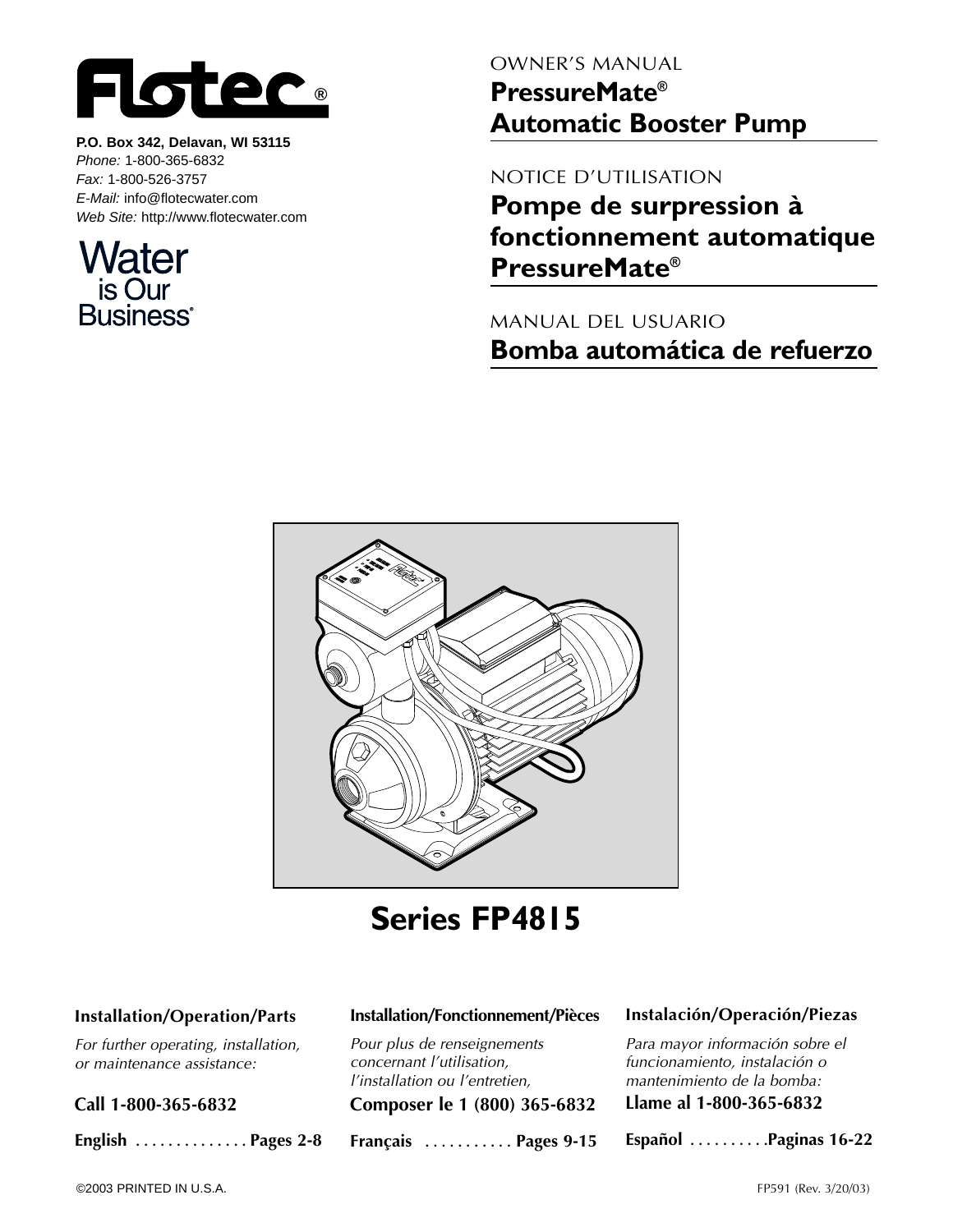# Flotec®

**P.O. Box 342, Delavan, WI 53115**
*Phone:* 1-800-365-6832
*Fax:* 1-800-526-3757
*E-Mail:* info@flotecwater.com
*Web Site:* http://www.flotecwater.com

Water is Our Business®

OWNER'S MANUAL

## PressureMate® Automatic Booster Pump

NOTICE D'UTILISATION

## Pompe de surpression à fonctionnement automatique PressureMate®

MANUAL DEL USUARIO

## Bomba automática de refuerzo

# Series FP4815

**Installation/Operation/Parts**

*For further operating, installation, or maintenance assistance:*

**Call 1-800-365-6832**

**English .............. Pages 2-8**

**Installation/Fonctionnement/Pièces**

*Pour plus de renseignements concernant l'utilisation, l'installation ou l'entretien,*

**Composer le 1 (800) 365-6832**

**Français ........... Pages 9-15**

**Instalación/Operación/Piezas**

*Para mayor información sobre el funcionamiento, instalación o mantenimiento de la bomba:*

**Llame al 1-800-365-6832**

**Español ..........Paginas 16-22**

©2003 PRINTED IN U.S.A.

FP591 (Rev. 3/20/03)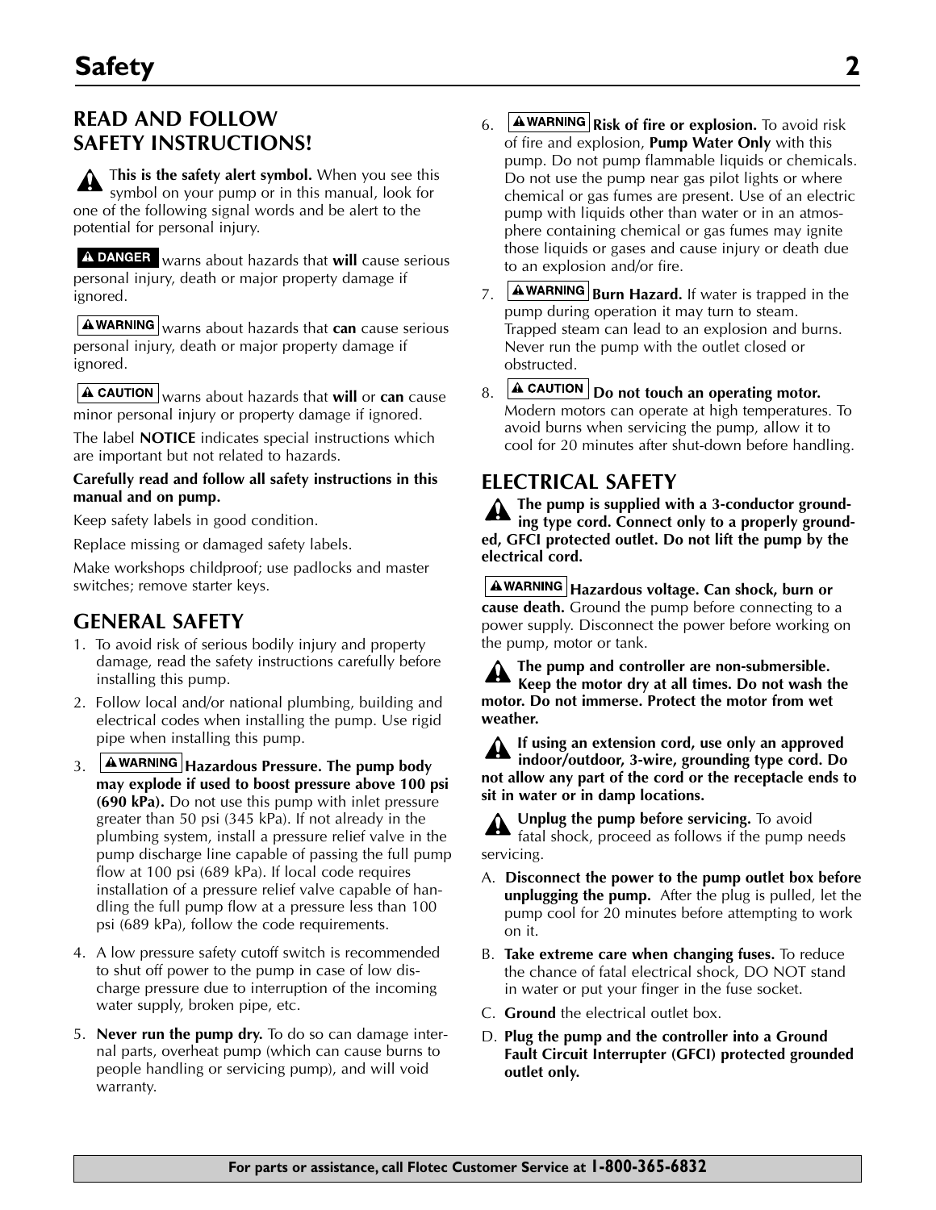# Safety

## READ AND FOLLOW SAFETY INSTRUCTIONS!

⚠ **This is the safety alert symbol.** When you see this symbol on your pump or in this manual, look for one of the following signal words and be alert to the potential for personal injury.

**⚠ DANGER** warns about hazards that **will** cause serious personal injury, death or major property damage if ignored.

**⚠ WARNING** warns about hazards that **can** cause serious personal injury, death or major property damage if ignored.

**⚠ CAUTION** warns about hazards that **will** or **can** cause minor personal injury or property damage if ignored.

The label **NOTICE** indicates special instructions which are important but not related to hazards.

**Carefully read and follow all safety instructions in this manual and on pump.**

Keep safety labels in good condition.

Replace missing or damaged safety labels.

Make workshops childproof; use padlocks and master switches; remove starter keys.

## GENERAL SAFETY

1. To avoid risk of serious bodily injury and property damage, read the safety instructions carefully before installing this pump.
2. Follow local and/or national plumbing, building and electrical codes when installing the pump. Use rigid pipe when installing this pump.
3. **⚠ WARNING Hazardous Pressure. The pump body may explode if used to boost pressure above 100 psi (690 kPa).** Do not use this pump with inlet pressure greater than 50 psi (345 kPa). If not already in the plumbing system, install a pressure relief valve in the pump discharge line capable of passing the full pump flow at 100 psi (689 kPa). If local code requires installation of a pressure relief valve capable of handling the full pump flow at a pressure less than 100 psi (689 kPa), follow the code requirements.
4. A low pressure safety cutoff switch is recommended to shut off power to the pump in case of low discharge pressure due to interruption of the incoming water supply, broken pipe, etc.
5. **Never run the pump dry.** To do so can damage internal parts, overheat pump (which can cause burns to people handling or servicing pump), and will void warranty.
6. **⚠ WARNING Risk of fire or explosion.** To avoid risk of fire and explosion, **Pump Water Only** with this pump. Do not pump flammable liquids or chemicals. Do not use the pump near gas pilot lights or where chemical or gas fumes are present. Use of an electric pump with liquids other than water or in an atmosphere containing chemical or gas fumes may ignite those liquids or gases and cause injury or death due to an explosion and/or fire.
7. **⚠ WARNING Burn Hazard.** If water is trapped in the pump during operation it may turn to steam. Trapped steam can lead to an explosion and burns. Never run the pump with the outlet closed or obstructed.
8. **⚠ CAUTION Do not touch an operating motor.** Modern motors can operate at high temperatures. To avoid burns when servicing the pump, allow it to cool for 20 minutes after shut-down before handling.

## ELECTRICAL SAFETY

⚠ **The pump is supplied with a 3-conductor grounding type cord. Connect only to a properly grounded, GFCI protected outlet. Do not lift the pump by the electrical cord.**

**⚠ WARNING Hazardous voltage. Can shock, burn or cause death.** Ground the pump before connecting to a power supply. Disconnect the power before working on the pump, motor or tank.

⚠ **The pump and controller are non-submersible. Keep the motor dry at all times. Do not wash the motor. Do not immerse. Protect the motor from wet weather.**

⚠ **If using an extension cord, use only an approved indoor/outdoor, 3-wire, grounding type cord. Do not allow any part of the cord or the receptacle ends to sit in water or in damp locations.**

⚠ **Unplug the pump before servicing.** To avoid fatal shock, proceed as follows if the pump needs servicing.

A. **Disconnect the power to the pump outlet box before unplugging the pump.** After the plug is pulled, let the pump cool for 20 minutes before attempting to work on it.

B. **Take extreme care when changing fuses.** To reduce the chance of fatal electrical shock, DO NOT stand in water or put your finger in the fuse socket.

C. **Ground** the electrical outlet box.

D. **Plug the pump and the controller into a Ground Fault Circuit Interrupter (GFCI) protected grounded outlet only.**

**For parts or assistance, call Flotec Customer Service at 1-800-365-6832**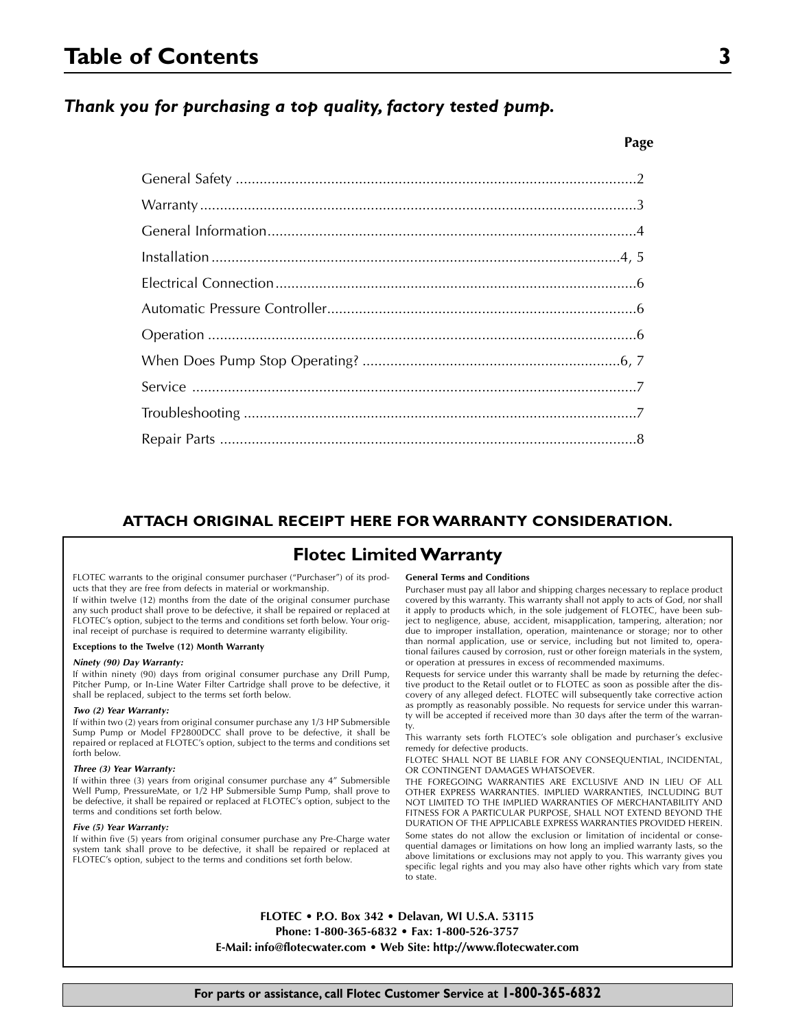# Table of Contents

## *Thank you for purchasing a top quality, factory tested pump.*

| | Page |
|---|---|
| General Safety | 2 |
| Warranty | 3 |
| General Information | 4 |
| Installation | 4, 5 |
| Electrical Connection | 6 |
| Automatic Pressure Controller | 6 |
| Operation | 6 |
| When Does Pump Stop Operating? | 6, 7 |
| Service | 7 |
| Troubleshooting | 7 |
| Repair Parts | 8 |

**ATTACH ORIGINAL RECEIPT HERE FOR WARRANTY CONSIDERATION.**

## Flotec Limited Warranty

FLOTEC warrants to the original consumer purchaser ("Purchaser") of its products that they are free from defects in material or workmanship.

If within twelve (12) months from the date of the original consumer purchase any such product shall prove to be defective, it shall be repaired or replaced at FLOTEC's option, subject to the terms and conditions set forth below. Your original receipt of purchase is required to determine warranty eligibility.

**Exceptions to the Twelve (12) Month Warranty**

***Ninety (90) Day Warranty:***
If within ninety (90) days from original consumer purchase any Drill Pump, Pitcher Pump, or In-Line Water Filter Cartridge shall prove to be defective, it shall be replaced, subject to the terms set forth below.

***Two (2) Year Warranty:***
If within two (2) years from original consumer purchase any 1/3 HP Submersible Sump Pump or Model FP2800DCC shall prove to be defective, it shall be repaired or replaced at FLOTEC's option, subject to the terms and conditions set forth below.

***Three (3) Year Warranty:***
If within three (3) years from original consumer purchase any 4" Submersible Well Pump, PressureMate, or 1/2 HP Submersible Sump Pump, shall prove to be defective, it shall be repaired or replaced at FLOTEC's option, subject to the terms and conditions set forth below.

***Five (5) Year Warranty:***
If within five (5) years from original consumer purchase any Pre-Charge water system tank shall prove to be defective, it shall be repaired or replaced at FLOTEC's option, subject to the terms and conditions set forth below.

**General Terms and Conditions**

Purchaser must pay all labor and shipping charges necessary to replace product covered by this warranty. This warranty shall not apply to acts of God, nor shall it apply to products which, in the sole judgement of FLOTEC, have been subject to negligence, abuse, accident, misapplication, tampering, alteration; nor due to improper installation, operation, maintenance or storage; nor to other than normal application, use or service, including but not limited to, operational failures caused by corrosion, rust or other foreign materials in the system, or operation at pressures in excess of recommended maximums.

Requests for service under this warranty shall be made by returning the defective product to the Retail outlet or to FLOTEC as soon as possible after the discovery of any alleged defect. FLOTEC will subsequently take corrective action as promptly as reasonably possible. No requests for service under this warranty will be accepted if received more than 30 days after the term of the warranty.

This warranty sets forth FLOTEC's sole obligation and purchaser's exclusive remedy for defective products.

FLOTEC SHALL NOT BE LIABLE FOR ANY CONSEQUENTIAL, INCIDENTAL, OR CONTINGENT DAMAGES WHATSOEVER.

THE FOREGOING WARRANTIES ARE EXCLUSIVE AND IN LIEU OF ALL OTHER EXPRESS WARRANTIES. IMPLIED WARRANTIES, INCLUDING BUT NOT LIMITED TO THE IMPLIED WARRANTIES OF MERCHANTABILITY AND FITNESS FOR A PARTICULAR PURPOSE, SHALL NOT EXTEND BEYOND THE DURATION OF THE APPLICABLE EXPRESS WARRANTIES PROVIDED HEREIN.

Some states do not allow the exclusion or limitation of incidental or consequential damages or limitations on how long an implied warranty lasts, so the above limitations or exclusions may not apply to you. This warranty gives you specific legal rights and you may also have other rights which vary from state to state.

**FLOTEC • P.O. Box 342 • Delavan, WI U.S.A. 53115**
**Phone: 1-800-365-6832 • Fax: 1-800-526-3757**
**E-Mail: info@flotecwater.com • Web Site: http://www.flotecwater.com**

**For parts or assistance, call Flotec Customer Service at 1-800-365-6832**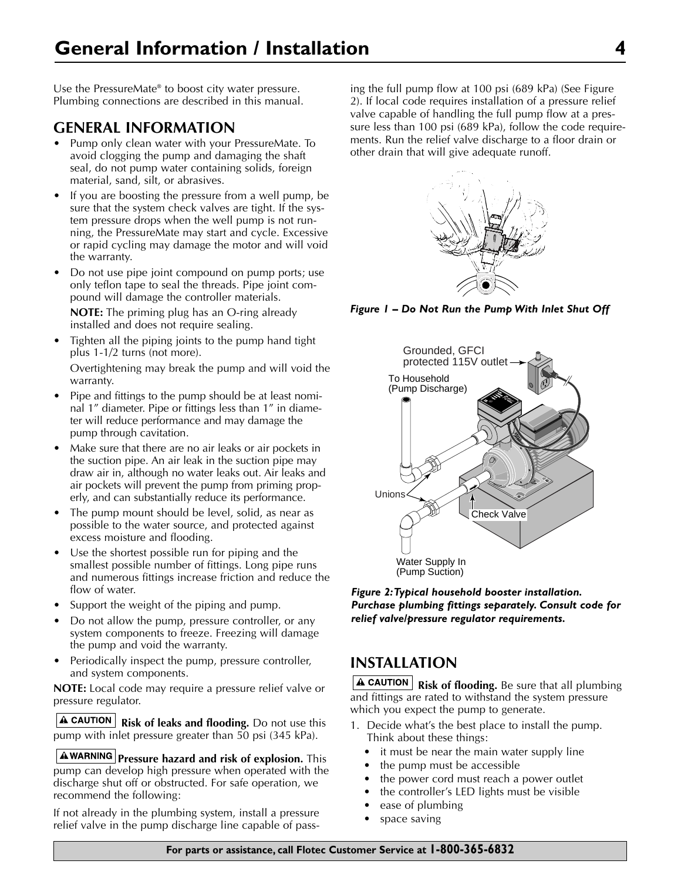## General Information / Installation

Use the PressureMate® to boost city water pressure. Plumbing connections are described in this manual.

### GENERAL INFORMATION

- Pump only clean water with your PressureMate. To avoid clogging the pump and damaging the shaft seal, do not pump water containing solids, foreign material, sand, silt, or abrasives.
- If you are boosting the pressure from a well pump, be sure that the system check valves are tight. If the system pressure drops when the well pump is not running, the PressureMate may start and cycle. Excessive or rapid cycling may damage the motor and will void the warranty.
- Do not use pipe joint compound on pump ports; use only teflon tape to seal the threads. Pipe joint compound will damage the controller materials.

  **NOTE:** The priming plug has an O-ring already installed and does not require sealing.
- Tighten all the piping joints to the pump hand tight plus 1-1/2 turns (not more).

  Overtightening may break the pump and will void the warranty.
- Pipe and fittings to the pump should be at least nominal 1" diameter. Pipe or fittings less than 1" in diameter will reduce performance and may damage the pump through cavitation.
- Make sure that there are no air leaks or air pockets in the suction pipe. An air leak in the suction pipe may draw air in, although no water leaks out. Air leaks and air pockets will prevent the pump from priming properly, and can substantially reduce its performance.
- The pump mount should be level, solid, as near as possible to the water source, and protected against excess moisture and flooding.
- Use the shortest possible run for piping and the smallest possible number of fittings. Long pipe runs and numerous fittings increase friction and reduce the flow of water.
- Support the weight of the piping and pump.
- Do not allow the pump, pressure controller, or any system components to freeze. Freezing will damage the pump and void the warranty.
- Periodically inspect the pump, pressure controller, and system components.

**NOTE:** Local code may require a pressure relief valve or pressure regulator.

**⚠ CAUTION** **Risk of leaks and flooding.** Do not use this pump with inlet pressure greater than 50 psi (345 kPa).

**⚠ WARNING** **Pressure hazard and risk of explosion.** This pump can develop high pressure when operated with the discharge shut off or obstructed. For safe operation, we recommend the following:

If not already in the plumbing system, install a pressure relief valve in the pump discharge line capable of passing the full pump flow at 100 psi (689 kPa) (See Figure 2). If local code requires installation of a pressure relief valve capable of handling the full pump flow at a pressure less than 100 psi (689 kPa), follow the code requirements. Run the relief valve discharge to a floor drain or other drain that will give adequate runoff.

*Figure 1 – Do Not Run the Pump With Inlet Shut Off*

*Figure 2: Typical household booster installation. Purchase plumbing fittings separately. Consult code for relief valve/pressure regulator requirements.*

### INSTALLATION

**⚠ CAUTION** **Risk of flooding.** Be sure that all plumbing and fittings are rated to withstand the system pressure which you expect the pump to generate.

1. Decide what's the best place to install the pump. Think about these things:
   - it must be near the main water supply line
   - the pump must be accessible
   - the power cord must reach a power outlet
   - the controller's LED lights must be visible
   - ease of plumbing
   - space saving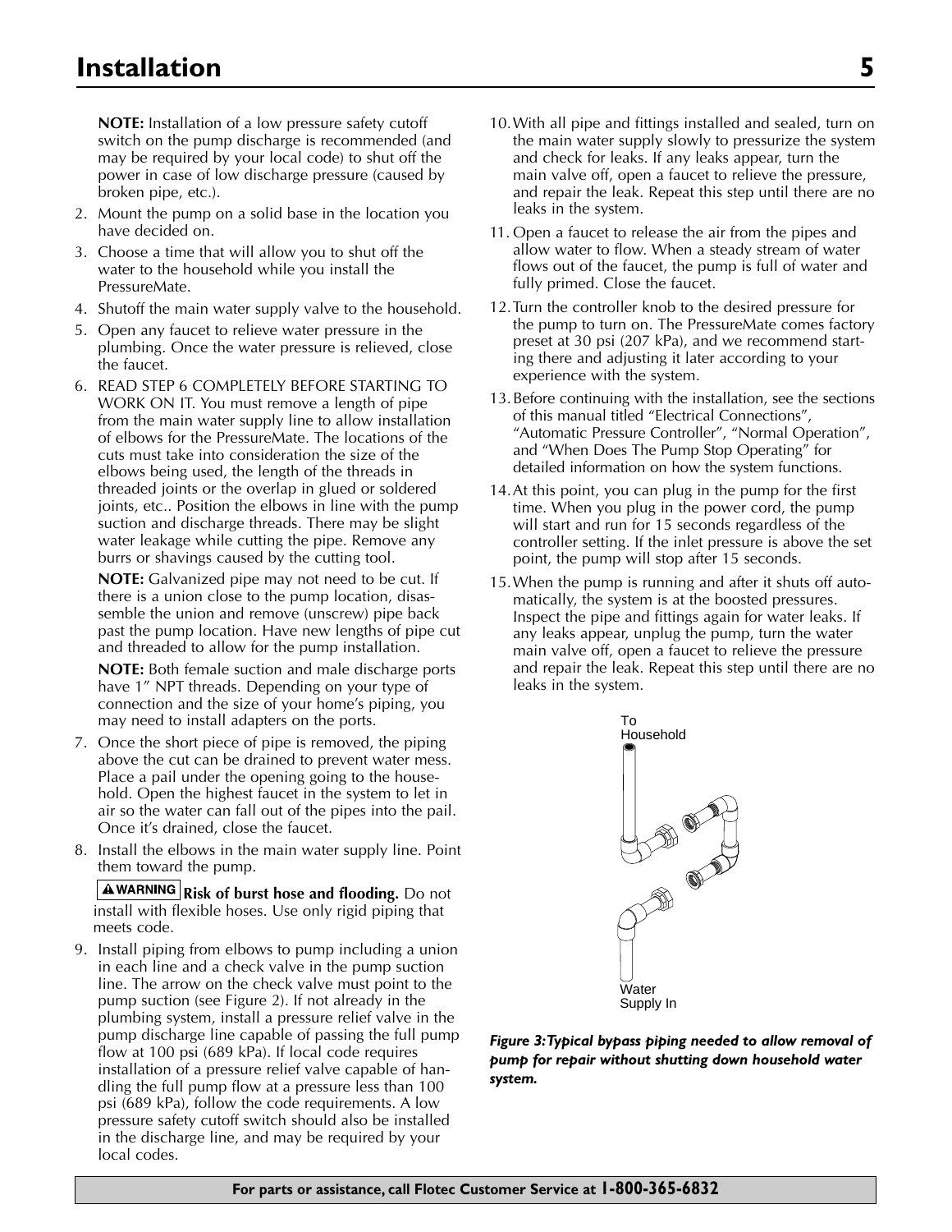# Installation

**NOTE:** Installation of a low pressure safety cutoff switch on the pump discharge is recommended (and may be required by your local code) to shut off the power in case of low discharge pressure (caused by broken pipe, etc.).

2. Mount the pump on a solid base in the location you have decided on.
3. Choose a time that will allow you to shut off the water to the household while you install the PressureMate.
4. Shutoff the main water supply valve to the household.
5. Open any faucet to relieve water pressure in the plumbing. Once the water pressure is relieved, close the faucet.
6. READ STEP 6 COMPLETELY BEFORE STARTING TO WORK ON IT. You must remove a length of pipe from the main water supply line to allow installation of elbows for the PressureMate. The locations of the cuts must take into consideration the size of the elbows being used, the length of the threads in threaded joints or the overlap in glued or soldered joints, etc.. Position the elbows in line with the pump suction and discharge threads. There may be slight water leakage while cutting the pipe. Remove any burrs or shavings caused by the cutting tool.

   **NOTE:** Galvanized pipe may not need to be cut. If there is a union close to the pump location, disassemble the union and remove (unscrew) pipe back past the pump location. Have new lengths of pipe cut and threaded to allow for the pump installation.

   **NOTE:** Both female suction and male discharge ports have 1" NPT threads. Depending on your type of connection and the size of your home's piping, you may need to install adapters on the ports.

7. Once the short piece of pipe is removed, the piping above the cut can be drained to prevent water mess. Place a pail under the opening going to the household. Open the highest faucet in the system to let in air so the water can fall out of the pipes into the pail. Once it's drained, close the faucet.
8. Install the elbows in the main water supply line. Point them toward the pump.

   **⚠ WARNING** **Risk of burst hose and flooding.** Do not install with flexible hoses. Use only rigid piping that meets code.

9. Install piping from elbows to pump including a union in each line and a check valve in the pump suction line. The arrow on the check valve must point to the pump suction (see Figure 2). If not already in the plumbing system, install a pressure relief valve in the pump discharge line capable of passing the full pump flow at 100 psi (689 kPa). If local code requires installation of a pressure relief valve capable of handling the full pump flow at a pressure less than 100 psi (689 kPa), follow the code requirements. A low pressure safety cutoff switch should also be installed in the discharge line, and may be required by your local codes.
10. With all pipe and fittings installed and sealed, turn on the main water supply slowly to pressurize the system and check for leaks. If any leaks appear, turn the main valve off, open a faucet to relieve the pressure, and repair the leak. Repeat this step until there are no leaks in the system.
11. Open a faucet to release the air from the pipes and allow water to flow. When a steady stream of water flows out of the faucet, the pump is full of water and fully primed. Close the faucet.
12. Turn the controller knob to the desired pressure for the pump to turn on. The PressureMate comes factory preset at 30 psi (207 kPa), and we recommend starting there and adjusting it later according to your experience with the system.
13. Before continuing with the installation, see the sections of this manual titled "Electrical Connections", "Automatic Pressure Controller", "Normal Operation", and "When Does The Pump Stop Operating" for detailed information on how the system functions.
14. At this point, you can plug in the pump for the first time. When you plug in the power cord, the pump will start and run for 15 seconds regardless of the controller setting. If the inlet pressure is above the set point, the pump will stop after 15 seconds.
15. When the pump is running and after it shuts off automatically, the system is at the boosted pressures. Inspect the pipe and fittings again for water leaks. If any leaks appear, unplug the pump, turn the water main valve off, open a faucet to relieve the pressure and repair the leak. Repeat this step until there are no leaks in the system.

To Household

Water Supply In

***Figure 3: Typical bypass piping needed to allow removal of pump for repair without shutting down household water system.***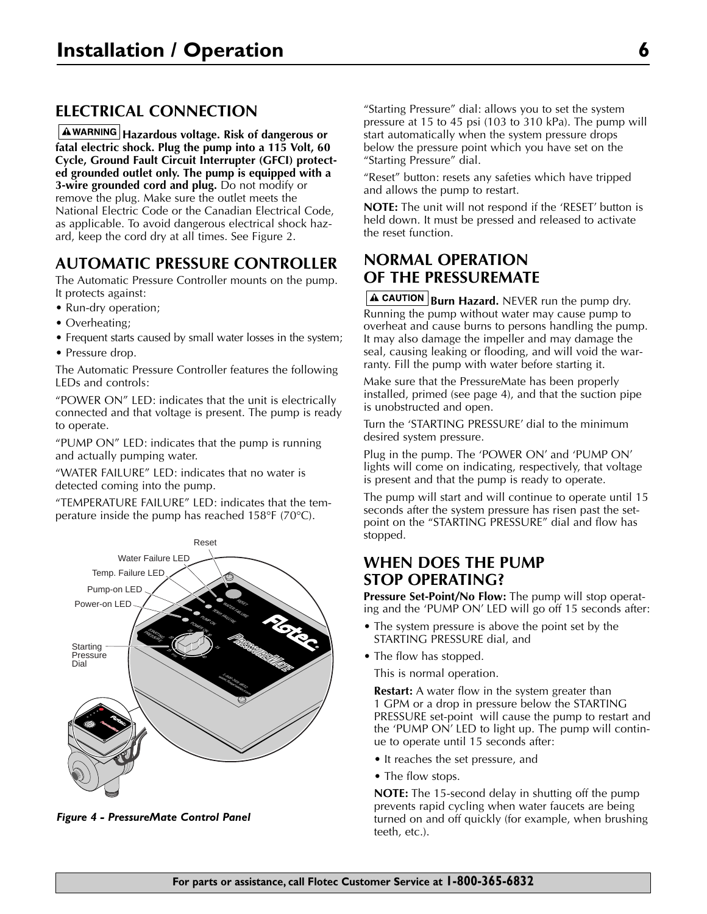## ELECTRICAL CONNECTION

**⚠WARNING Hazardous voltage. Risk of dangerous or fatal electric shock. Plug the pump into a 115 Volt, 60 Cycle, Ground Fault Circuit Interrupter (GFCI) protected grounded outlet only. The pump is equipped with a 3-wire grounded cord and plug.** Do not modify or remove the plug. Make sure the outlet meets the National Electric Code or the Canadian Electrical Code, as applicable. To avoid dangerous electrical shock hazard, keep the cord dry at all times. See Figure 2.

## AUTOMATIC PRESSURE CONTROLLER

The Automatic Pressure Controller mounts on the pump. It protects against:

- Run-dry operation;
- Overheating;
- Frequent starts caused by small water losses in the system;
- Pressure drop.

The Automatic Pressure Controller features the following LEDs and controls:

"POWER ON" LED: indicates that the unit is electrically connected and that voltage is present. The pump is ready to operate.

"PUMP ON" LED: indicates that the pump is running and actually pumping water.

"WATER FAILURE" LED: indicates that no water is detected coming into the pump.

"TEMPERATURE FAILURE" LED: indicates that the temperature inside the pump has reached 158°F (70°C).

Reset
Water Failure LED
Temp. Failure LED
Pump-on LED
Power-on LED
Starting Pressure Dial

*Figure 4 - PressureMate Control Panel*

"Starting Pressure" dial: allows you to set the system pressure at 15 to 45 psi (103 to 310 kPa). The pump will start automatically when the system pressure drops below the pressure point which you have set on the "Starting Pressure" dial.

"Reset" button: resets any safeties which have tripped and allows the pump to restart.

**NOTE:** The unit will not respond if the 'RESET' button is held down. It must be pressed and released to activate the reset function.

## NORMAL OPERATION OF THE PRESSUREMATE

**⚠CAUTION Burn Hazard.** NEVER run the pump dry. Running the pump without water may cause pump to overheat and cause burns to persons handling the pump. It may also damage the impeller and may damage the seal, causing leaking or flooding, and will void the warranty. Fill the pump with water before starting it.

Make sure that the PressureMate has been properly installed, primed (see page 4), and that the suction pipe is unobstructed and open.

Turn the 'STARTING PRESSURE' dial to the minimum desired system pressure.

Plug in the pump. The 'POWER ON' and 'PUMP ON' lights will come on indicating, respectively, that voltage is present and that the pump is ready to operate.

The pump will start and will continue to operate until 15 seconds after the system pressure has risen past the setpoint on the "STARTING PRESSURE" dial and flow has stopped.

## WHEN DOES THE PUMP STOP OPERATING?

**Pressure Set-Point/No Flow:** The pump will stop operating and the 'PUMP ON' LED will go off 15 seconds after:

- The system pressure is above the point set by the STARTING PRESSURE dial, and
- The flow has stopped.

This is normal operation.

**Restart:** A water flow in the system greater than 1 GPM or a drop in pressure below the STARTING PRESSURE set-point will cause the pump to restart and the 'PUMP ON' LED to light up. The pump will continue to operate until 15 seconds after:

- It reaches the set pressure, and
- The flow stops.

**NOTE:** The 15-second delay in shutting off the pump prevents rapid cycling when water faucets are being turned on and off quickly (for example, when brushing teeth, etc.).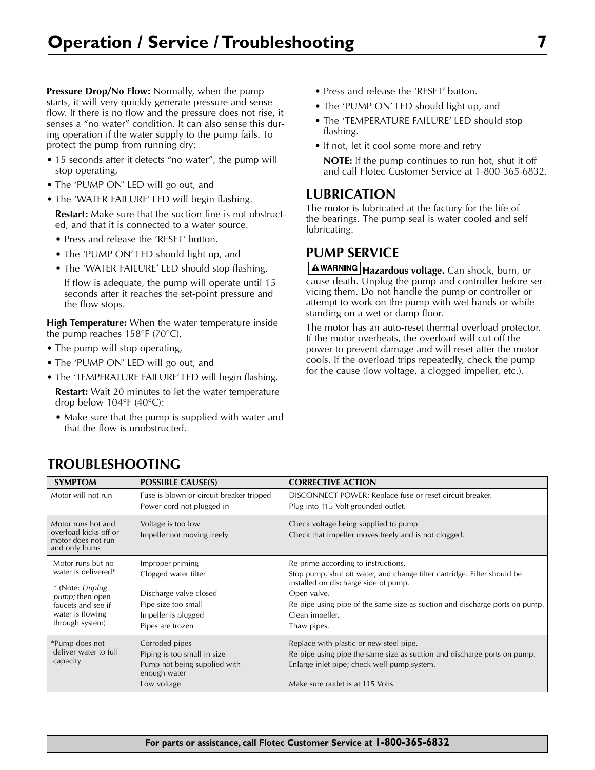**Pressure Drop/No Flow:** Normally, when the pump starts, it will very quickly generate pressure and sense flow. If there is no flow and the pressure does not rise, it senses a "no water" condition. It can also sense this during operation if the water supply to the pump fails. To protect the pump from running dry:

- 15 seconds after it detects "no water", the pump will stop operating,
- The 'PUMP ON' LED will go out, and
- The 'WATER FAILURE' LED will begin flashing.

**Restart:** Make sure that the suction line is not obstructed, and that it is connected to a water source.

- Press and release the 'RESET' button.
- The 'PUMP ON' LED should light up, and
- The 'WATER FAILURE' LED should stop flashing.

If flow is adequate, the pump will operate until 15 seconds after it reaches the set-point pressure and the flow stops.

**High Temperature:** When the water temperature inside the pump reaches 158°F (70°C),

- The pump will stop operating,
- The 'PUMP ON' LED will go out, and
- The 'TEMPERATURE FAILURE' LED will begin flashing.

**Restart:** Wait 20 minutes to let the water temperature drop below 104°F (40°C):

- Make sure that the pump is supplied with water and that the flow is unobstructed.
- Press and release the 'RESET' button.
- The 'PUMP ON' LED should light up, and
- The 'TEMPERATURE FAILURE' LED should stop flashing.
- If not, let it cool some more and retry

**NOTE:** If the pump continues to run hot, shut it off and call Flotec Customer Service at 1-800-365-6832.

## LUBRICATION

The motor is lubricated at the factory for the life of the bearings. The pump seal is water cooled and self lubricating.

## PUMP SERVICE

**WARNING** **Hazardous voltage.** Can shock, burn, or cause death. Unplug the pump and controller before servicing them. Do not handle the pump or controller or attempt to work on the pump with wet hands or while standing on a wet or damp floor.

The motor has an auto-reset thermal overload protector. If the motor overheats, the overload will cut off the power to prevent damage and will reset after the motor cools. If the overload trips repeatedly, check the pump for the cause (low voltage, a clogged impeller, etc.).

## TROUBLESHOOTING

| SYMPTOM | POSSIBLE CAUSE(S) | CORRECTIVE ACTION |
|---|---|---|
| Motor will not run | Fuse is blown or circuit breaker tripped<br>Power cord not plugged in | DISCONNECT POWER; Replace fuse or reset circuit breaker.<br>Plug into 115 Volt grounded outlet. |
| Motor runs hot and overload kicks off or motor does not run and only hums | Voltage is too low<br>Impeller not moving freely | Check voltage being supplied to pump.<br>Check that impeller moves freely and is not clogged. |
| Motor runs but no water is delivered*<br><br>* (Note: *Unplug pump;* then open faucets and see if water is flowing through system). | Improper priming<br>Clogged water filter<br><br>Discharge valve closed<br>Pipe size too small<br>Impeller is plugged<br>Pipes are frozen | Re-prime according to instructions.<br>Stop pump, shut off water, and change filter cartridge. Filter should be installed on discharge side of pump.<br>Open valve.<br>Re-pipe using pipe of the same size as suction and discharge ports on pump.<br>Clean impeller.<br>Thaw pipes. |
| *Pump does not deliver water to full capacity | Corroded pipes<br>Piping is too small in size<br>Pump not being supplied with enough water<br>Low voltage | Replace with plastic or new steel pipe.<br>Re-pipe using pipe the same size as suction and discharge ports on pump.<br>Enlarge inlet pipe; check well pump system.<br><br>Make sure outlet is at 115 Volts. |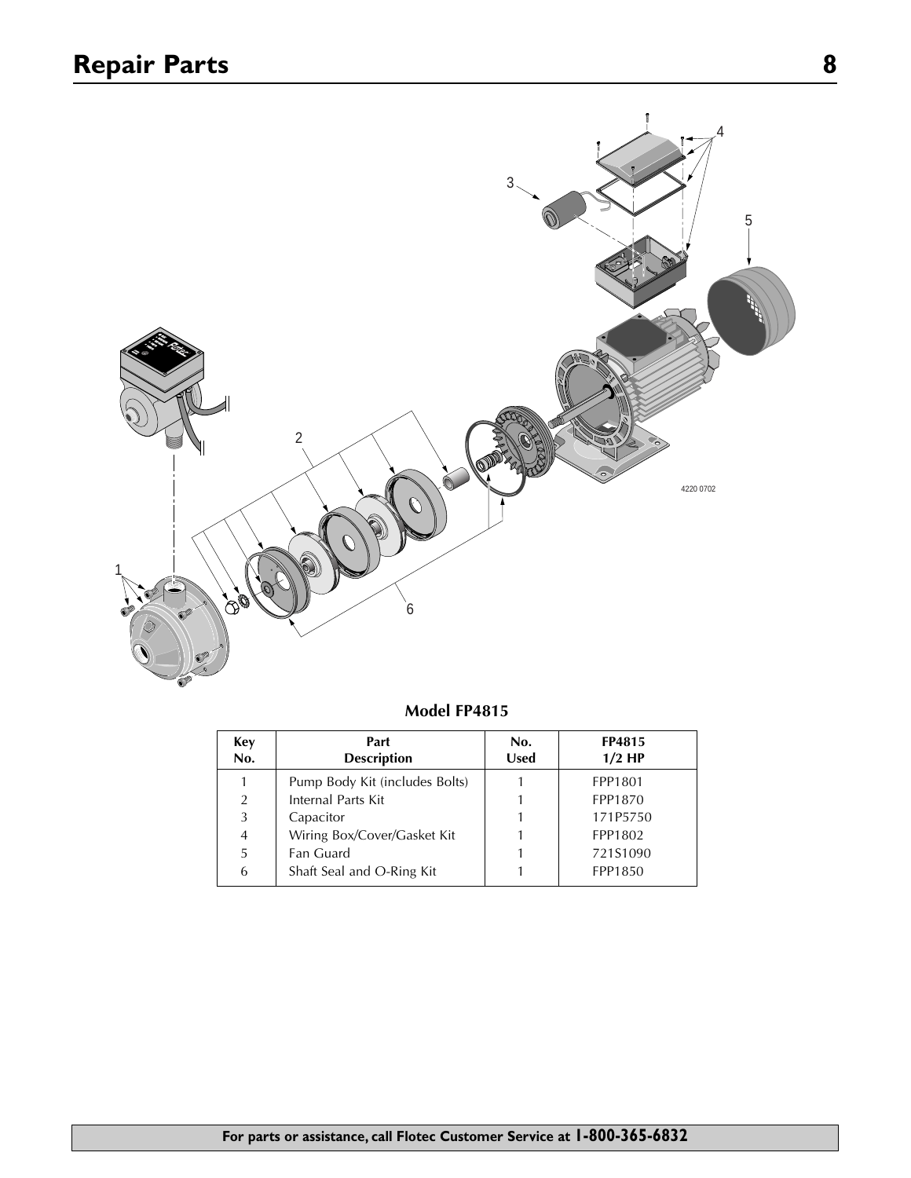# Repair Parts

**Model FP4815**

| Key No. | Part Description | No. Used | FP4815 1/2 HP |
|---|---|---|---|
| 1 | Pump Body Kit (includes Bolts) | 1 | FPP1801 |
| 2 | Internal Parts Kit | 1 | FPP1870 |
| 3 | Capacitor | 1 | 171P5750 |
| 4 | Wiring Box/Cover/Gasket Kit | 1 | FPP1802 |
| 5 | Fan Guard | 1 | 721S1090 |
| 6 | Shaft Seal and O-Ring Kit | 1 | FPP1850 |

**For parts or assistance, call Flotec Customer Service at 1-800-365-6832**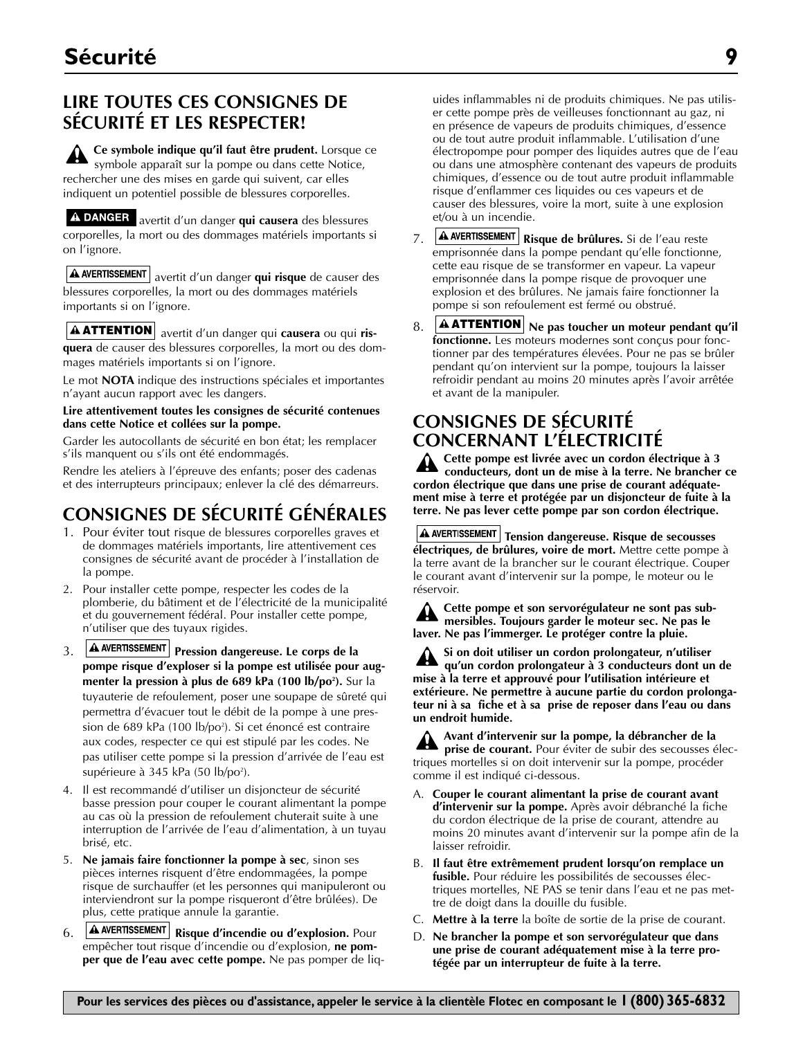# Sécurité

## LIRE TOUTES CES CONSIGNES DE SÉCURITÉ ET LES RESPECTER!

⚠ **Ce symbole indique qu'il faut être prudent.** Lorsque ce symbole apparaît sur la pompe ou dans cette Notice, rechercher une des mises en garde qui suivent, car elles indiquent un potentiel possible de blessures corporelles.

**⚠ DANGER** avertit d'un danger **qui causera** des blessures corporelles, la mort ou des dommages matériels importants si on l'ignore.

**⚠ AVERTISSEMENT** avertit d'un danger **qui risque** de causer des blessures corporelles, la mort ou des dommages matériels importants si on l'ignore.

**⚠ ATTENTION** avertit d'un danger qui **causera** ou qui **risquera** de causer des blessures corporelles, la mort ou des dommages matériels importants si on l'ignore.

Le mot **NOTA** indique des instructions spéciales et importantes n'ayant aucun rapport avec les dangers.

**Lire attentivement toutes les consignes de sécurité contenues dans cette Notice et collées sur la pompe.**

Garder les autocollants de sécurité en bon état; les remplacer s'ils manquent ou s'ils ont été endommagés.

Rendre les ateliers à l'épreuve des enfants; poser des cadenas et des interrupteurs principaux; enlever la clé des démarreurs.

## CONSIGNES DE SÉCURITÉ GÉNÉRALES

1. Pour éviter tout risque de blessures corporelles graves et de dommages matériels importants, lire attentivement ces consignes de sécurité avant de procéder à l'installation de la pompe.
2. Pour installer cette pompe, respecter les codes de la plomberie, du bâtiment et de l'électricité de la municipalité et du gouvernement fédéral. Pour installer cette pompe, n'utiliser que des tuyaux rigides.
3. **⚠ AVERTISSEMENT** **Pression dangereuse. Le corps de la pompe risque d'exploser si la pompe est utilisée pour augmenter la pression à plus de 689 kPa (100 lb/po²).** Sur la tuyauterie de refoulement, poser une soupape de sûreté qui permettra d'évacuer tout le débit de la pompe à une pression de 689 kPa (100 lb/po²). Si cet énoncé est contraire aux codes, respecter ce qui est stipulé par les codes. Ne pas utiliser cette pompe si la pression d'arrivée de l'eau est supérieure à 345 kPa (50 lb/po²).
4. Il est recommandé d'utiliser un disjoncteur de sécurité basse pression pour couper le courant alimentant la pompe au cas où la pression de refoulement chuterait suite à une interruption de l'arrivée de l'eau d'alimentation, à un tuyau brisé, etc.
5. **Ne jamais faire fonctionner la pompe à sec**, sinon ses pièces internes risquent d'être endommagées, la pompe risque de surchauffer (et les personnes qui manipuleront ou interviendront sur la pompe risqueront d'être brûlées). De plus, cette pratique annule la garantie.
6. **⚠ AVERTISSEMENT** **Risque d'incendie ou d'explosion.** Pour empêcher tout risque d'incendie ou d'explosion, **ne pomper que de l'eau avec cette pompe.** Ne pas pomper de liquides inflammables ni de produits chimiques. Ne pas utiliser cette pompe près de veilleuses fonctionnant au gaz, ni en présence de vapeurs de produits chimiques, d'essence ou de tout autre produit inflammable. L'utilisation d'une électropompe pour pomper des liquides autres que de l'eau ou dans une atmosphère contenant des vapeurs de produits chimiques, d'essence ou de tout autre produit inflammable risque d'enflammer ces liquides ou ces vapeurs et de causer des blessures, voire la mort, suite à une explosion et/ou à un incendie.
7. **⚠ AVERTISSEMENT** **Risque de brûlures.** Si de l'eau reste emprisonnée dans la pompe pendant qu'elle fonctionne, cette eau risque de se transformer en vapeur. La vapeur emprisonnée dans la pompe risque de provoquer une explosion et des brûlures. Ne jamais faire fonctionner la pompe si son refoulement est fermé ou obstrué.
8. **⚠ ATTENTION** **Ne pas toucher un moteur pendant qu'il fonctionne.** Les moteurs modernes sont conçus pour fonctionner par des températures élevées. Pour ne pas se brûler pendant qu'on intervient sur la pompe, toujours la laisser refroidir pendant au moins 20 minutes après l'avoir arrêtée et avant de la manipuler.

## CONSIGNES DE SÉCURITÉ CONCERNANT L'ÉLECTRICITÉ

⚠ **Cette pompe est livrée avec un cordon électrique à 3 conducteurs, dont un de mise à la terre. Ne brancher ce cordon électrique que dans une prise de courant adéquatement mise à la terre et protégée par un disjoncteur de fuite à la terre. Ne pas lever cette pompe par son cordon électrique.**

**⚠ AVERTISSEMENT** **Tension dangereuse. Risque de secousses électriques, de brûlures, voire de mort.** Mettre cette pompe à la terre avant de la brancher sur le courant électrique. Couper le courant avant d'intervenir sur la pompe, le moteur ou le réservoir.

⚠ **Cette pompe et son servorégulateur ne sont pas submersibles. Toujours garder le moteur sec. Ne pas le laver. Ne pas l'immerger. Le protéger contre la pluie.**

⚠ **Si on doit utiliser un cordon prolongateur, n'utiliser qu'un cordon prolongateur à 3 conducteurs dont un de mise à la terre et approuvé pour l'utilisation intérieure et extérieure. Ne permettre à aucune partie du cordon prolongateur ni à sa fiche et à sa prise de reposer dans l'eau ou dans un endroit humide.**

⚠ **Avant d'intervenir sur la pompe, la débrancher de la prise de courant.** Pour éviter de subir des secousses électriques mortelles si on doit intervenir sur la pompe, procéder comme il est indiqué ci-dessous.

A. **Couper le courant alimentant la prise de courant avant d'intervenir sur la pompe.** Après avoir débranché la fiche du cordon électrique de la prise de courant, attendre au moins 20 minutes avant d'intervenir sur la pompe afin de la laisser refroidir.
B. **Il faut être extrêmement prudent lorsqu'on remplace un fusible.** Pour réduire les possibilités de secousses électriques mortelles, NE PAS se tenir dans l'eau et ne pas mettre de doigt dans la douille du fusible.
C. **Mettre à la terre** la boîte de sortie de la prise de courant.
D. **Ne brancher la pompe et son servorégulateur que dans une prise de courant adéquatement mise à la terre protégée par un interrupteur de fuite à la terre.**

**Pour les services des pièces ou d'assistance, appeler le service à la clientèle Flotec en composant le 1 (800) 365-6832**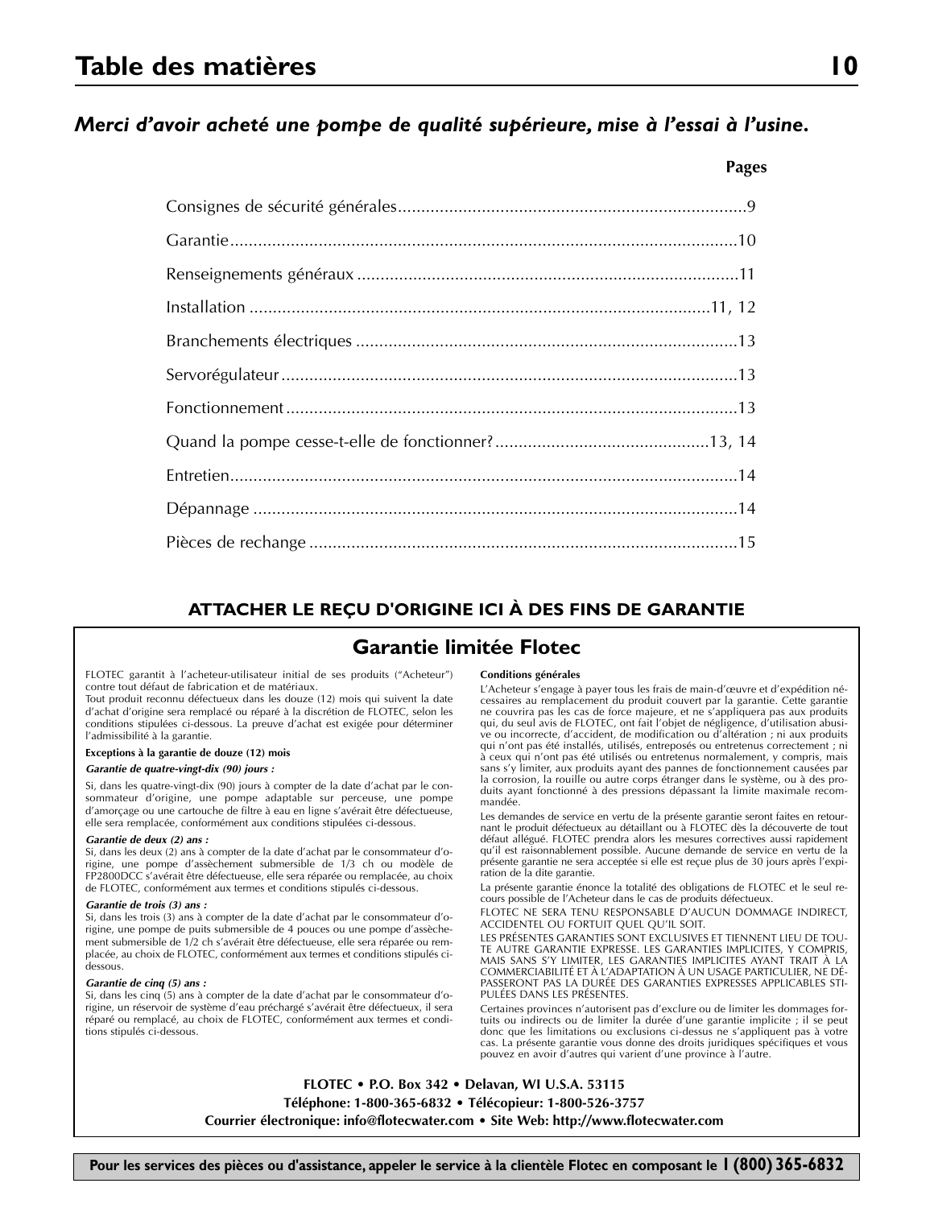# Table des matières

***Merci d'avoir acheté une pompe de qualité supérieure, mise à l'essai à l'usine.***

| | Pages |
|---|---|
| Consignes de sécurité générales | 9 |
| Garantie | 10 |
| Renseignements généraux | 11 |
| Installation | 11, 12 |
| Branchements électriques | 13 |
| Servorégulateur | 13 |
| Fonctionnement | 13 |
| Quand la pompe cesse-t-elle de fonctionner? | 13, 14 |
| Entretien | 14 |
| Dépannage | 14 |
| Pièces de rechange | 15 |

**ATTACHER LE REÇU D'ORIGINE ICI À DES FINS DE GARANTIE**

## Garantie limitée Flotec

FLOTEC garantit à l'acheteur-utilisateur initial de ses produits ("Acheteur") contre tout défaut de fabrication et de matériaux.

Tout produit reconnu défectueux dans les douze (12) mois qui suivent la date d'achat d'origine sera remplacé ou réparé à la discrétion de FLOTEC, selon les conditions stipulées ci-dessous. La preuve d'achat est exigée pour déterminer l'admissibilité à la garantie.

**Exceptions à la garantie de douze (12) mois**

***Garantie de quatre-vingt-dix (90) jours :***

Si, dans les quatre-vingt-dix (90) jours à compter de la date d'achat par le consommateur d'origine, une pompe adaptable sur perceuse, une pompe d'amorçage ou une cartouche de filtre à eau en ligne s'avérait être défectueuse, elle sera remplacée, conformément aux conditions stipulées ci-dessous.

***Garantie de deux (2) ans :***

Si, dans les deux (2) ans à compter de la date d'achat par le consommateur d'origine, une pompe d'assèchement submersible de 1/3 ch ou modèle de FP2800DCC s'avérait être défectueuse, elle sera réparée ou remplacée, au choix de FLOTEC, conformément aux termes et conditions stipulés ci-dessous.

***Garantie de trois (3) ans :***

Si, dans les trois (3) ans à compter de la date d'achat par le consommateur d'origine, une pompe de puits submersible de 4 pouces ou une pompe d'assèchement submersible de 1/2 ch s'avérait être défectueuse, elle sera réparée ou remplacée, au choix de FLOTEC, conformément aux termes et conditions stipulés ci-dessous.

***Garantie de cinq (5) ans :***

Si, dans les cinq (5) ans à compter de la date d'achat par le consommateur d'origine, un réservoir de système d'eau préchargé s'avérait être défectueux, il sera réparé ou remplacé, au choix de FLOTEC, conformément aux termes et conditions stipulés ci-dessous.

**Conditions générales**

L'Acheteur s'engage à payer tous les frais de main-d'œuvre et d'expédition nécessaires au remplacement du produit couvert par la garantie. Cette garantie ne couvrira pas les cas de force majeure, et ne s'appliquera pas aux produits qui, du seul avis de FLOTEC, ont fait l'objet de négligence, d'utilisation abusive ou incorrecte, d'accident, de modification ou d'altération ; ni aux produits qui n'ont pas été installés, utilisés, entreposés ou entretenus correctement ; ni à ceux qui n'ont pas été utilisés ou entretenus normalement, y compris, mais sans s'y limiter, aux produits ayant des pannes de fonctionnement causées par la corrosion, la rouille ou autre corps étranger dans le système, ou à des produits ayant fonctionné à des pressions dépassant la limite maximale recommandée.

Les demandes de service en vertu de la présente garantie seront faites en retournant le produit défectueux au détaillant ou à FLOTEC dès la découverte de tout défaut allégué. FLOTEC prendra alors les mesures correctives aussi rapidement qu'il est raisonnablement possible. Aucune demande de service en vertu de la présente garantie ne sera acceptée si elle est reçue plus de 30 jours après l'expiration de la dite garantie.

La présente garantie énonce la totalité des obligations de FLOTEC et le seul recours possible de l'Acheteur dans le cas de produits défectueux.

FLOTEC NE SERA TENU RESPONSABLE D'AUCUN DOMMAGE INDIRECT, ACCIDENTEL OU FORTUIT QUEL QU'IL SOIT.

LES PRÉSENTES GARANTIES SONT EXCLUSIVES ET TIENNENT LIEU DE TOUTE AUTRE GARANTIE EXPRESSE. LES GARANTIES IMPLICITES, Y COMPRIS, MAIS SANS S'Y LIMITER, LES GARANTIES IMPLICITES AYANT TRAIT À LA COMMERCIABILITÉ ET À L'ADAPTATION À UN USAGE PARTICULIER, NE DÉPASSERONT PAS LA DURÉE DES GARANTIES EXPRESSES APPLICABLES STIPULÉES DANS LES PRÉSENTES.

Certaines provinces n'autorisent pas d'exclure ou de limiter les dommages fortuits ou indirects ou de limiter la durée d'une garantie implicite ; il se peut donc que les limitations ou exclusions ci-dessus ne s'appliquent pas à votre cas. La présente garantie vous donne des droits juridiques spécifiques et vous pouvez en avoir d'autres qui varient d'une province à l'autre.

**FLOTEC • P.O. Box 342 • Delavan, WI U.S.A. 53115**
**Téléphone: 1-800-365-6832 • Télécopieur: 1-800-526-3757**
**Courrier électronique: info@flotecwater.com • Site Web: http://www.flotecwater.com**

**Pour les services des pièces ou d'assistance, appeler le service à la clientèle Flotec en composant le 1 (800) 365-6832**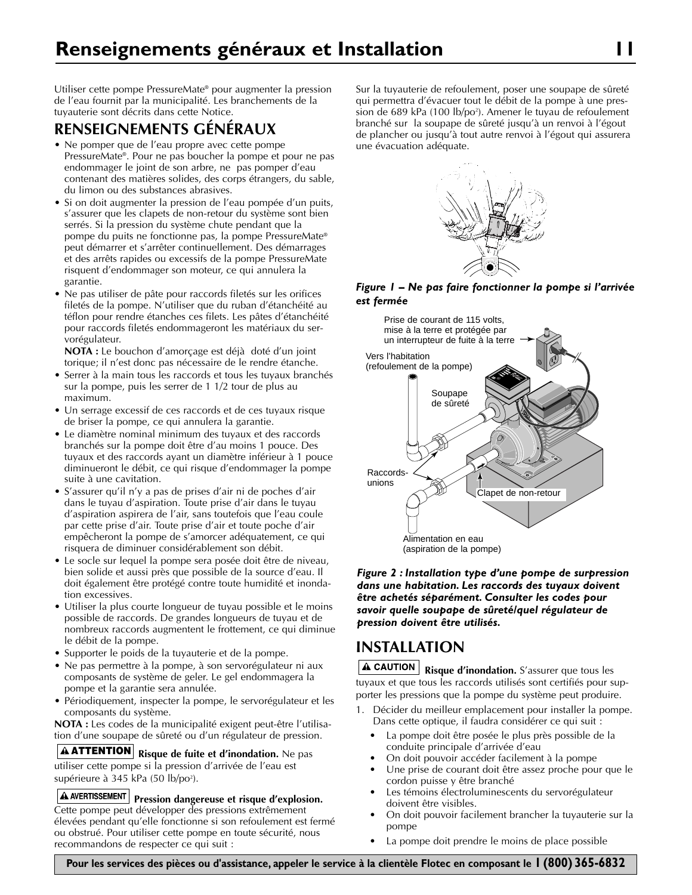# Renseignements généraux et Installation

Utiliser cette pompe PressureMate® pour augmenter la pression de l'eau fournit par la municipalité. Les branchements de la tuyauterie sont décrits dans cette Notice.

## RENSEIGNEMENTS GÉNÉRAUX

- Ne pomper que de l'eau propre avec cette pompe PressureMate®. Pour ne pas boucher la pompe et pour ne pas endommager le joint de son arbre, ne pas pomper d'eau contenant des matières solides, des corps étrangers, du sable, du limon ou des substances abrasives.
- Si on doit augmenter la pression de l'eau pompée d'un puits, s'assurer que les clapets de non-retour du système sont bien serrés. Si la pression du système chute pendant que la pompe du puits ne fonctionne pas, la pompe PressureMate® peut démarrer et s'arrêter continuellement. Des démarrages et des arrêts rapides ou excessifs de la pompe PressureMate risquent d'endommager son moteur, ce qui annulera la garantie.
- Ne pas utiliser de pâte pour raccords filetés sur les orifices filetés de la pompe. N'utiliser que du ruban d'étanchéité au téflon pour rendre étanches ces filets. Les pâtes d'étanchéité pour raccords filetés endommageront les matériaux du servorégulateur.

  **NOTA :** Le bouchon d'amorçage est déjà doté d'un joint torique; il n'est donc pas nécessaire de le rendre étanche.
- Serrer à la main tous les raccords et tous les tuyaux branchés sur la pompe, puis les serrer de 1 1/2 tour de plus au maximum.
- Un serrage excessif de ces raccords et de ces tuyaux risque de briser la pompe, ce qui annulera la garantie.
- Le diamètre nominal minimum des tuyaux et des raccords branchés sur la pompe doit être d'au moins 1 pouce. Des tuyaux et des raccords ayant un diamètre inférieur à 1 pouce diminueront le débit, ce qui risque d'endommager la pompe suite à une cavitation.
- S'assurer qu'il n'y a pas de prises d'air ni de poches d'air dans le tuyau d'aspiration. Toute prise d'air dans le tuyau d'aspiration aspirera de l'air, sans toutefois que l'eau coule par cette prise d'air. Toute prise d'air et toute poche d'air empêcheront la pompe de s'amorcer adéquatement, ce qui risquera de diminuer considérablement son débit.
- Le socle sur lequel la pompe sera posée doit être de niveau, bien solide et aussi près que possible de la source d'eau. Il doit également être protégé contre toute humidité et inondation excessives.
- Utiliser la plus courte longueur de tuyau possible et le moins possible de raccords. De grandes longueurs de tuyau et de nombreux raccords augmentent le frottement, ce qui diminue le débit de la pompe.
- Supporter le poids de la tuyauterie et de la pompe.
- Ne pas permettre à la pompe, à son servorégulateur ni aux composants de système de geler. Le gel endommagera la pompe et la garantie sera annulée.
- Périodiquement, inspecter la pompe, le servorégulateur et les composants du système.

**NOTA :** Les codes de la municipalité exigent peut-être l'utilisation d'une soupape de sûreté ou d'un régulateur de pression.

**⚠ ATTENTION** **Risque de fuite et d'inondation.** Ne pas utiliser cette pompe si la pression d'arrivée de l'eau est supérieure à 345 kPa (50 lb/po²).

**⚠ AVERTISSEMENT** **Pression dangereuse et risque d'explosion.** Cette pompe peut développer des pressions extrêmement élevées pendant qu'elle fonctionne si son refoulement est fermé ou obstrué. Pour utiliser cette pompe en toute sécurité, nous recommandons de respecter ce qui suit :

Sur la tuyauterie de refoulement, poser une soupape de sûreté qui permettra d'évacuer tout le débit de la pompe à une pression de 689 kPa (100 lb/po²). Amener le tuyau de refoulement branché sur la soupape de sûreté jusqu'à un renvoi à l'égout de plancher ou jusqu'à tout autre renvoi à l'égout qui assurera une évacuation adéquate.

***Figure 1 – Ne pas faire fonctionner la pompe si l'arrivée est fermée***

Prise de courant de 115 volts, mise à la terre et protégée par un interrupteur de fuite à la terre

Vers l'habitation (refoulement de la pompe)

Soupape de sûreté

Raccords-unions

Clapet de non-retour

Alimentation en eau (aspiration de la pompe)

***Figure 2 : Installation type d'une pompe de surpression dans une habitation. Les raccords des tuyaux doivent être achetés séparément. Consulter les codes pour savoir quelle soupape de sûreté/quel régulateur de pression doivent être utilisés.***

## INSTALLATION

**⚠ CAUTION** **Risque d'inondation.** S'assurer que tous les tuyaux et que tous les raccords utilisés sont certifiés pour supporter les pressions que la pompe du système peut produire.

1. Décider du meilleur emplacement pour installer la pompe. Dans cette optique, il faudra considérer ce qui suit :
   - La pompe doit être posée le plus près possible de la conduite principale d'arrivée d'eau
   - On doit pouvoir accéder facilement à la pompe
   - Une prise de courant doit être assez proche pour que le cordon puisse y être branché
   - Les témoins électroluminescents du servorégulateur doivent être visibles.
   - On doit pouvoir facilement brancher la tuyauterie sur la pompe
   - La pompe doit prendre le moins de place possible

**Pour les services des pièces ou d'assistance, appeler le service à la clientèle Flotec en composant le 1 (800) 365-6832**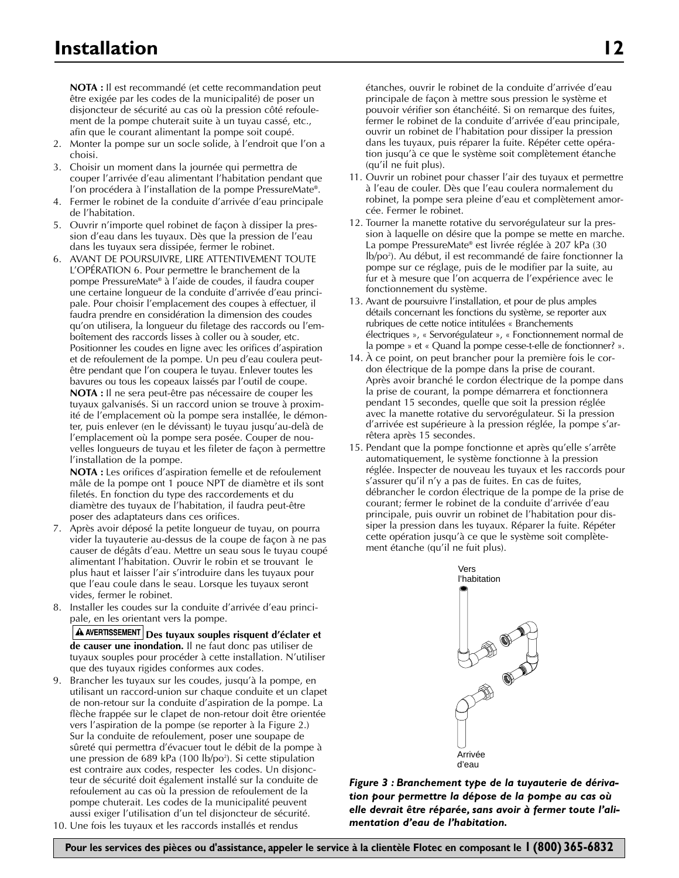# Installation

**NOTA :** Il est recommandé (et cette recommandation peut être exigée par les codes de la municipalité) de poser un disjoncteur de sécurité au cas où la pression côté refoulement de la pompe chuterait suite à un tuyau cassé, etc., afin que le courant alimentant la pompe soit coupé.

2. Monter la pompe sur un socle solide, à l'endroit que l'on a choisi.
3. Choisir un moment dans la journée qui permettra de couper l'arrivée d'eau alimentant l'habitation pendant que l'on procédera à l'installation de la pompe PressureMate®.
4. Fermer le robinet de la conduite d'arrivée d'eau principale de l'habitation.
5. Ouvrir n'importe quel robinet de façon à dissiper la pression d'eau dans les tuyaux. Dès que la pression de l'eau dans les tuyaux sera dissipée, fermer le robinet.
6. AVANT DE POURSUIVRE, LIRE ATTENTIVEMENT TOUTE L'OPÉRATION 6. Pour permettre le branchement de la pompe PressureMate® à l'aide de coudes, il faudra couper une certaine longueur de la conduite d'arrivée d'eau principale. Pour choisir l'emplacement des coupes à effectuer, il faudra prendre en considération la dimension des coudes qu'on utilisera, la longueur du filetage des raccords ou l'emboîtement des raccords lisses à coller ou à souder, etc. Positionner les coudes en ligne avec les orifices d'aspiration et de refoulement de la pompe. Un peu d'eau coulera peut-être pendant que l'on coupera le tuyau. Enlever toutes les bavures ou tous les copeaux laissés par l'outil de coupe.

   **NOTA :** Il ne sera peut-être pas nécessaire de couper les tuyaux galvanisés. Si un raccord union se trouve à proximité de l'emplacement où la pompe sera installée, le démonter, puis enlever (en le dévissant) le tuyau jusqu'au-delà de l'emplacement où la pompe sera posée. Couper de nouvelles longueurs de tuyau et les fileter de façon à permettre l'installation de la pompe.

   **NOTA :** Les orifices d'aspiration femelle et de refoulement mâle de la pompe ont 1 pouce NPT de diamètre et ils sont filetés. En fonction du type des raccordements et du diamètre des tuyaux de l'habitation, il faudra peut-être poser des adaptateurs dans ces orifices.
7. Après avoir déposé la petite longueur de tuyau, on pourra vider la tuyauterie au-dessus de la coupe de façon à ne pas causer de dégâts d'eau. Mettre un seau sous le tuyau coupé alimentant l'habitation. Ouvrir le robin et se trouvant le plus haut et laisser l'air s'introduire dans les tuyaux pour que l'eau coule dans le seau. Lorsque les tuyaux seront vides, fermer le robinet.
8. Installer les coudes sur la conduite d'arrivée d'eau principale, en les orientant vers la pompe.

   **⚠ AVERTISSEMENT** **Des tuyaux souples risquent d'éclater et de causer une inondation.** Il ne faut donc pas utiliser de tuyaux souples pour procéder à cette installation. N'utiliser que des tuyaux rigides conformes aux codes.
9. Brancher les tuyaux sur les coudes, jusqu'à la pompe, en utilisant un raccord-union sur chaque conduite et un clapet de non-retour sur la conduite d'aspiration de la pompe. La flèche frappée sur le clapet de non-retour doit être orientée vers l'aspiration de la pompe (se reporter à la Figure 2.) Sur la conduite de refoulement, poser une soupape de sûreté qui permettra d'évacuer tout le débit de la pompe à une pression de 689 kPa (100 lb/po²). Si cette stipulation est contraire aux codes, respecter les codes. Un disjoncteur de sécurité doit également installé sur la conduite de refoulement au cas où la pression de refoulement de la pompe chuterait. Les codes de la municipalité peuvent aussi exiger l'utilisation d'un tel disjoncteur de sécurité.
10. Une fois les tuyaux et les raccords installés et rendus étanches, ouvrir le robinet de la conduite d'arrivée d'eau principale de façon à mettre sous pression le système et pouvoir vérifier son étanchéité. Si on remarque des fuites, fermer le robinet de la conduite d'arrivée d'eau principale, ouvrir un robinet de l'habitation pour dissiper la pression dans les tuyaux, puis réparer la fuite. Répéter cette opération jusqu'à ce que le système soit complètement étanche (qu'il ne fuit plus).
11. Ouvrir un robinet pour chasser l'air des tuyaux et permettre à l'eau de couler. Dès que l'eau coulera normalement du robinet, la pompe sera pleine d'eau et complètement amorcée. Fermer le robinet.
12. Tourner la manette rotative du servorégulateur sur la pression à laquelle on désire que la pompe se mette en marche. La pompe PressureMate® est livrée réglée à 207 kPa (30 lb/po²). Au début, il est recommandé de faire fonctionner la pompe sur ce réglage, puis de le modifier par la suite, au fur et à mesure que l'on acquerra de l'expérience avec le fonctionnement du système.
13. Avant de poursuivre l'installation, et pour de plus amples détails concernant les fonctions du système, se reporter aux rubriques de cette notice intitulées « Branchements électriques », « Servorégulateur », « Fonctionnement normal de la pompe » et « Quand la pompe cesse-t-elle de fonctionner? ».
14. À ce point, on peut brancher pour la première fois le cordon électrique de la pompe dans la prise de courant. Après avoir branché le cordon électrique de la pompe dans la prise de courant, la pompe démarrera et fonctionnera pendant 15 secondes, quelle que soit la pression réglée avec la manette rotative du servorégulateur. Si la pression d'arrivée est supérieure à la pression réglée, la pompe s'arrêtera après 15 secondes.
15. Pendant que la pompe fonctionne et après qu'elle s'arrête automatiquement, le système fonctionne à la pression réglée. Inspecter de nouveau les tuyaux et les raccords pour s'assurer qu'il n'y a pas de fuites. En cas de fuites, débrancher le cordon électrique de la pompe de la prise de courant; fermer le robinet de la conduite d'arrivée d'eau principale, puis ouvrir un robinet de l'habitation pour dissiper la pression dans les tuyaux. Réparer la fuite. Répéter cette opération jusqu'à ce que le système soit complètement étanche (qu'il ne fuit plus).

Vers l'habitation

Arrivée d'eau

***Figure 3 : Branchement type de la tuyauterie de dérivation pour permettre la dépose de la pompe au cas où elle devrait être réparée, sans avoir à fermer toute l'alimentation d'eau de l'habitation.***

**Pour les services des pièces ou d'assistance, appeler le service à la clientèle Flotec en composant le 1 (800) 365-6832**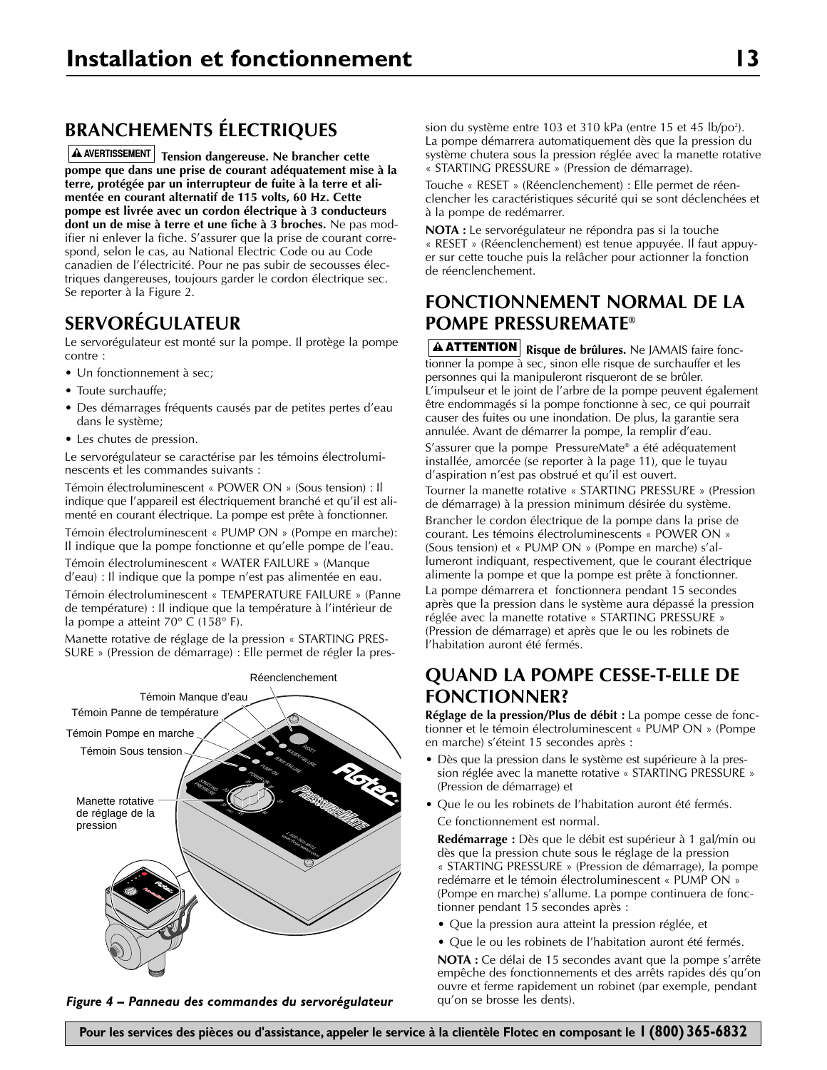## BRANCHEMENTS ÉLECTRIQUES

**⚠ AVERTISSEMENT** **Tension dangereuse. Ne brancher cette pompe que dans une prise de courant adéquatement mise à la terre, protégée par un interrupteur de fuite à la terre et alimentée en courant alternatif de 115 volts, 60 Hz. Cette pompe est livrée avec un cordon électrique à 3 conducteurs dont un de mise à terre et une fiche à 3 broches.** Ne pas modifier ni enlever la fiche. S'assurer que la prise de courant corresponde, selon le cas, au National Electric Code ou au Code canadien de l'électricité. Pour ne pas subir de secousses électriques dangereuses, toujours garder le cordon électrique sec. Se reporter à la Figure 2.

## SERVORÉGULATEUR

Le servorégulateur est monté sur la pompe. Il protège la pompe contre :

- Un fonctionnement à sec;
- Toute surchauffe;
- Des démarrages fréquents causés par de petites pertes d'eau dans le système;
- Les chutes de pression.

Le servorégulateur se caractérise par les témoins électroluminescents et les commandes suivants :

Témoin électroluminescent « POWER ON » (Sous tension) : Il indique que l'appareil est électriquement branché et qu'il est alimenté en courant électrique. La pompe est prête à fonctionner.

Témoin électroluminescent « PUMP ON » (Pompe en marche): Il indique que la pompe fonctionne et qu'elle pompe de l'eau.

Témoin électroluminescent « WATER FAILURE » (Manque d'eau) : Il indique que la pompe n'est pas alimentée en eau.

Témoin électroluminescent « TEMPERATURE FAILURE » (Panne de température) : Il indique que la température à l'intérieur de la pompe a atteint 70° C (158° F).

Manette rotative de réglage de la pression « STARTING PRESSURE » (Pression de démarrage) : Elle permet de régler la pression du système entre 103 et 310 kPa (entre 15 et 45 lb/po²). La pompe démarrera automatiquement dès que la pression du système chutera sous la pression réglée avec la manette rotative « STARTING PRESSURE » (Pression de démarrage).

Touche « RESET » (Réenclenchement) : Elle permet de réenclencher les caractéristiques sécurité qui se sont déclenchées et à la pompe de redémarrer.

**NOTA :** Le servorégulateur ne répondra pas si la touche « RESET » (Réenclenchement) est tenue appuyée. Il faut appuyer sur cette touche puis la relâcher pour actionner la fonction de réenclenchement.

Réenclenchement
Témoin Manque d'eau
Témoin Panne de température
Témoin Pompe en marche
Témoin Sous tension
Manette rotative de réglage de la pression

*Figure 4 – Panneau des commandes du servorégulateur*

## FONCTIONNEMENT NORMAL DE LA POMPE PRESSUREMATE®

**⚠ ATTENTION** **Risque de brûlures.** Ne JAMAIS faire fonctionner la pompe à sec, sinon elle risque de surchauffer et les personnes qui la manipuleront risqueront de se brûler. L'impulseur et le joint de l'arbre de la pompe peuvent également être endommagés si la pompe fonctionne à sec, ce qui pourrait causer des fuites ou une inondation. De plus, la garantie sera annulée. Avant de démarrer la pompe, la remplir d'eau.

S'assurer que la pompe PressureMate® a été adéquatement installée, amorcée (se reporter à la page 11), que le tuyau d'aspiration n'est pas obstrué et qu'il est ouvert.

Tourner la manette rotative « STARTING PRESSURE » (Pression de démarrage) à la pression minimum désirée du système.

Brancher le cordon électrique de la pompe dans la prise de courant. Les témoins électroluminescents « POWER ON » (Sous tension) et « PUMP ON » (Pompe en marche) s'allumeront indiquant, respectivement, que le courant électrique alimente la pompe et que la pompe est prête à fonctionner.

La pompe démarrera et fonctionnera pendant 15 secondes après que la pression dans le système aura dépassé la pression réglée avec la manette rotative « STARTING PRESSURE » (Pression de démarrage) et après que le ou les robinets de l'habitation auront été fermés.

## QUAND LA POMPE CESSE-T-ELLE DE FONCTIONNER?

**Réglage de la pression/Plus de débit :** La pompe cesse de fonctionner et le témoin électroluminescent « PUMP ON » (Pompe en marche) s'éteint 15 secondes après :

- Dès que la pression dans le système est supérieure à la pression réglée avec la manette rotative « STARTING PRESSURE » (Pression de démarrage) et
- Que le ou les robinets de l'habitation auront été fermés.

  Ce fonctionnement est normal.

  **Redémarrage :** Dès que le débit est supérieur à 1 gal/min ou dès que la pression chute sous le réglage de la pression « STARTING PRESSURE » (Pression de démarrage), la pompe redémarre et le témoin électroluminescent « PUMP ON » (Pompe en marche) s'allume. La pompe continuera de fonctionner pendant 15 secondes après :

  - Que la pression aura atteint la pression réglée, et
  - Que le ou les robinets de l'habitation auront été fermés.

  **NOTA :** Ce délai de 15 secondes avant que la pompe s'arrête empêche des fonctionnements et des arrêts rapides dés qu'on ouvre et ferme rapidement un robinet (par exemple, pendant qu'on se brosse les dents).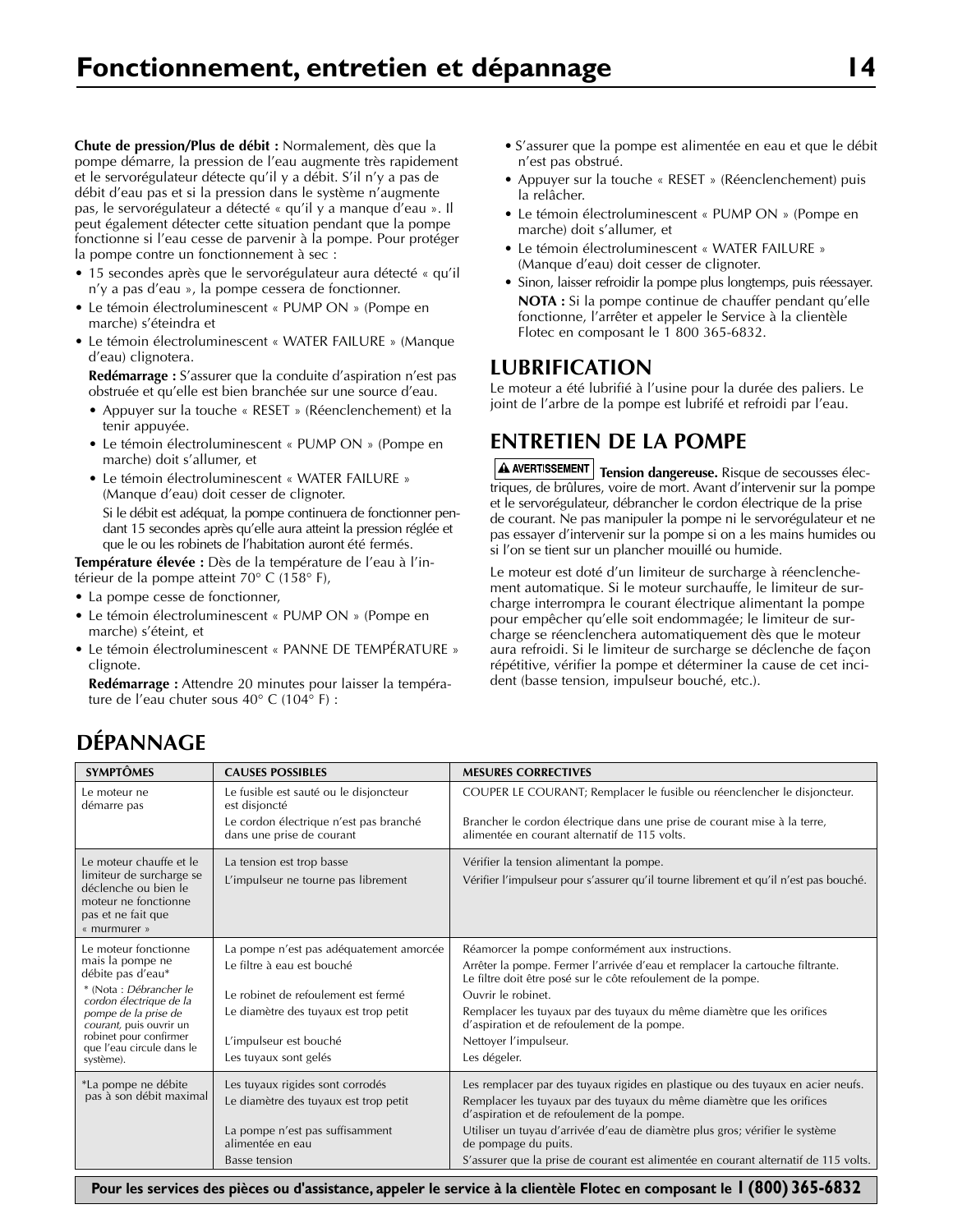**Chute de pression/Plus de débit :** Normalement, dès que la pompe démarre, la pression de l'eau augmente très rapidement et le servorégulateur détecte qu'il y a débit. S'il n'y a pas de débit d'eau pas et si la pression dans le système n'augmente pas, le servorégulateur a détecté « qu'il y a manque d'eau ». Il peut également détecter cette situation pendant que la pompe fonctionne si l'eau cesse de parvenir à la pompe. Pour protéger la pompe contre un fonctionnement à sec :

- 15 secondes après que le servorégulateur aura détecté « qu'il n'y a pas d'eau », la pompe cessera de fonctionner.
- Le témoin électroluminescent « PUMP ON » (Pompe en marche) s'éteindra et
- Le témoin électroluminescent « WATER FAILURE » (Manque d'eau) clignotera.

  **Redémarrage :** S'assurer que la conduite d'aspiration n'est pas obstruée et qu'elle est bien branchée sur une source d'eau.

  - Appuyer sur la touche « RESET » (Réenclenchement) et la tenir appuyée.
  - Le témoin électroluminescent « PUMP ON » (Pompe en marche) doit s'allumer, et
  - Le témoin électroluminescent « WATER FAILURE » (Manque d'eau) doit cesser de clignoter.

  Si le débit est adéquat, la pompe continuera de fonctionner pendant 15 secondes après qu'elle aura atteint la pression réglée et que le ou les robinets de l'habitation auront été fermés.

**Température élevée :** Dès de la température de l'eau à l'intérieur de la pompe atteint 70° C (158° F),

- La pompe cesse de fonctionner,
- Le témoin électroluminescent « PUMP ON » (Pompe en marche) s'éteint, et
- Le témoin électroluminescent « PANNE DE TEMPÉRATURE » clignote.

  **Redémarrage :** Attendre 20 minutes pour laisser la température de l'eau chuter sous 40° C (104° F) :

  - S'assurer que la pompe est alimentée en eau et que le débit n'est pas obstrué.
  - Appuyer sur la touche « RESET » (Réenclenchement) puis la relâcher.
  - Le témoin électroluminescent « PUMP ON » (Pompe en marche) doit s'allumer, et
  - Le témoin électroluminescent « WATER FAILURE » (Manque d'eau) doit cesser de clignoter.
  - Sinon, laisser refroidir la pompe plus longtemps, puis réessayer.

  **NOTA :** Si la pompe continue de chauffer pendant qu'elle fonctionne, l'arrêter et appeler le Service à la clientèle Flotec en composant le 1 800 365-6832.

## LUBRIFICATION

Le moteur a été lubrifié à l'usine pour la durée des paliers. Le joint de l'arbre de la pompe est lubrifié et refroidi par l'eau.

## ENTRETIEN DE LA POMPE

**⚠ AVERTISSEMENT** **Tension dangereuse.** Risque de secousses électriques, de brûlures, voire de mort. Avant d'intervenir sur la pompe et le servorégulateur, débrancher le cordon électrique de la prise de courant. Ne pas manipuler la pompe ni le servorégulateur et ne pas essayer d'intervenir sur la pompe si on a les mains humides ou si l'on se tient sur un plancher mouillé ou humide.

Le moteur est doté d'un limiteur de surcharge à réenclenchement automatique. Si le moteur surchauffe, le limiteur de surcharge interrompra le courant électrique alimentant la pompe pour empêcher qu'elle soit endommagée; le limiteur de surcharge se réenclenchera automatiquement dès que le moteur aura refroidi. Si le limiteur de surcharge se déclenche de façon répétitive, vérifier la pompe et déterminer la cause de cet incident (basse tension, impulseur bouché, etc.).

## DÉPANNAGE

| SYMPTÔMES | CAUSES POSSIBLES | MESURES CORRECTIVES |
|---|---|---|
| Le moteur ne démarre pas | Le fusible est sauté ou le disjoncteur est disjoncté | COUPER LE COURANT; Remplacer le fusible ou réenclencher le disjoncteur. |
| | Le cordon électrique n'est pas branché dans une prise de courant | Brancher le cordon électrique dans une prise de courant mise à la terre, alimentée en courant alternatif de 115 volts. |
| Le moteur chauffe et le limiteur de surcharge se déclenche ou bien le moteur ne fonctionne pas et ne fait que « murmurer » | La tension est trop basse | Vérifier la tension alimentant la pompe. |
| | L'impulseur ne tourne pas librement | Vérifier l'impulseur pour s'assurer qu'il tourne librement et qu'il n'est pas bouché. |
| Le moteur fonctionne mais la pompe ne débite pas d'eau* * (Nota : *Débrancher le cordon électrique de la pompe de la prise de courant*, puis ouvrir un robinet pour confirmer que l'eau circule dans le système). | La pompe n'est pas adéquatement amorcée | Réamorcer la pompe conformément aux instructions. |
| | Le filtre à eau est bouché | Arrêter la pompe. Fermer l'arrivée d'eau et remplacer la cartouche filtrante. Le filtre doit être posé sur le côte refoulement de la pompe. |
| | Le robinet de refoulement est fermé | Ouvrir le robinet. |
| | Le diamètre des tuyaux est trop petit | Remplacer les tuyaux par des tuyaux du même diamètre que les orifices d'aspiration et de refoulement de la pompe. |
| | L'impulseur est bouché | Nettoyer l'impulseur. |
| | Les tuyaux sont gelés | Les dégeler. |
| *La pompe ne débite pas à son débit maximal | Les tuyaux rigides sont corrodés | Les remplacer par des tuyaux rigides en plastique ou des tuyaux en acier neufs. |
| | Le diamètre des tuyaux est trop petit | Remplacer les tuyaux par des tuyaux du même diamètre que les orifices d'aspiration et de refoulement de la pompe. |
| | La pompe n'est pas suffisamment alimentée en eau | Utiliser un tuyau d'arrivée d'eau de diamètre plus gros; vérifier le système de pompage du puits. |
| | Basse tension | S'assurer que la prise de courant est alimentée en courant alternatif de 115 volts. |

**Pour les services des pièces ou d'assistance, appeler le service à la clientèle Flotec en composant le 1 (800) 365-6832**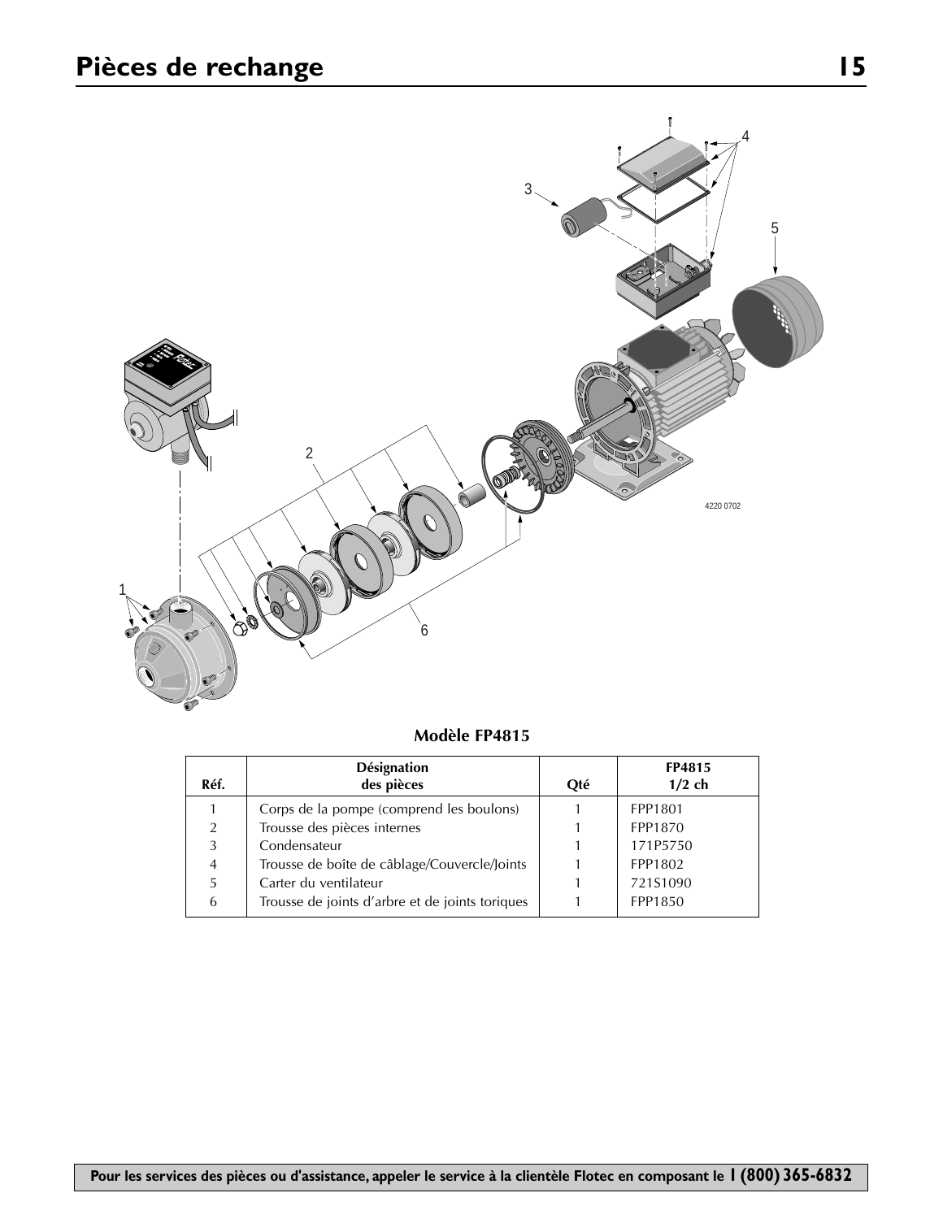# Pièces de rechange

**Modèle FP4815**

| Réf. | Désignation des pièces | Qté | FP4815 1/2 ch |
|---|---|---|---|
| 1 | Corps de la pompe (comprend les boulons) | 1 | FPP1801 |
| 2 | Trousse des pièces internes | 1 | FPP1870 |
| 3 | Condensateur | 1 | 171P5750 |
| 4 | Trousse de boîte de câblage/Couvercle/Joints | 1 | FPP1802 |
| 5 | Carter du ventilateur | 1 | 721S1090 |
| 6 | Trousse de joints d'arbre et de joints toriques | 1 | FPP1850 |

**Pour les services des pièces ou d'assistance, appeler le service à la clientèle Flotec en composant le 1 (800) 365-6832**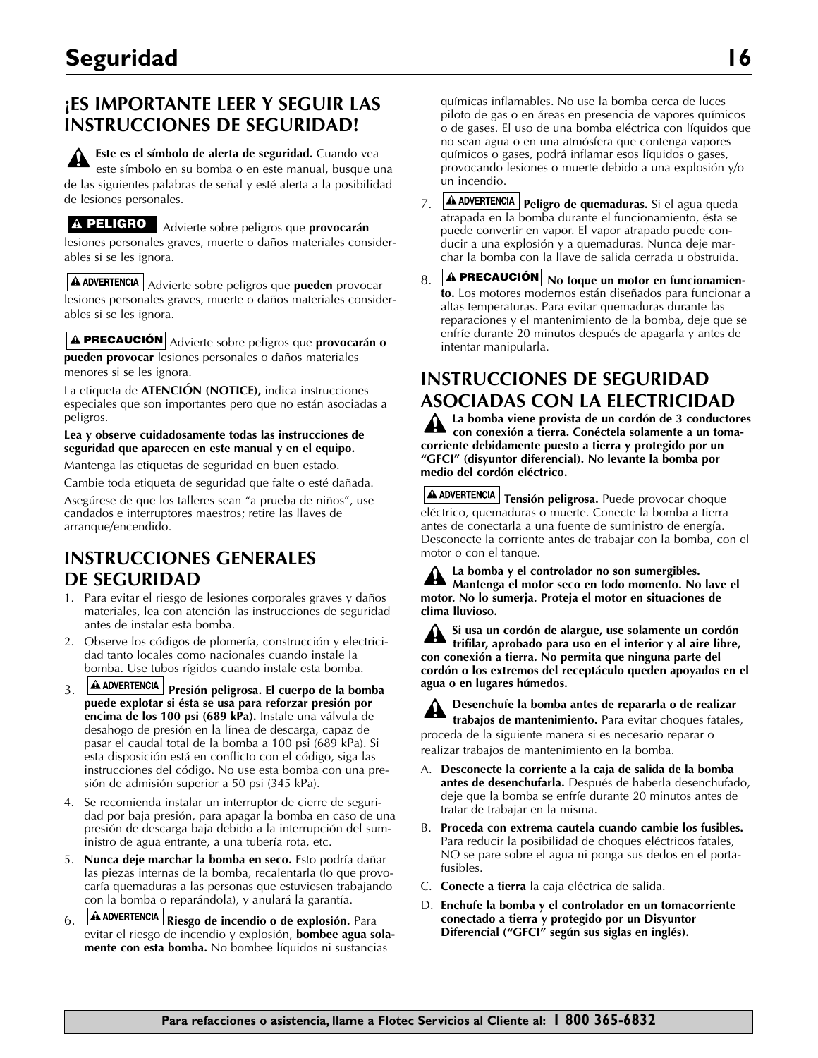# Seguridad

## ¡ES IMPORTANTE LEER Y SEGUIR LAS INSTRUCCIONES DE SEGURIDAD!

⚠ **Este es el símbolo de alerta de seguridad.** Cuando vea este símbolo en su bomba o en este manual, busque una de las siguientes palabras de señal y esté alerta a la posibilidad de lesiones personales.

**⚠ PELIGRO** Advierte sobre peligros que **provocarán** lesiones personales graves, muerte o daños materiales considerables si se les ignora.

**⚠ ADVERTENCIA** Advierte sobre peligros que **pueden** provocar lesiones personales graves, muerte o daños materiales considerables si se les ignora.

**⚠ PRECAUCIÓN** Advierte sobre peligros que **provocarán o pueden provocar** lesiones personales o daños materiales menores si se les ignora.

La etiqueta de **ATENCIÓN (NOTICE),** indica instrucciones especiales que son importantes pero que no están asociadas a peligros.

**Lea y observe cuidadosamente todas las instrucciones de seguridad que aparecen en este manual y en el equipo.**

Mantenga las etiquetas de seguridad en buen estado.

Cambie toda etiqueta de seguridad que falte o esté dañada.

Asegúrese de que los talleres sean "a prueba de niños", use candados e interruptores maestros; retire las llaves de arranque/encendido.

## INSTRUCCIONES GENERALES DE SEGURIDAD

1. Para evitar el riesgo de lesiones corporales graves y daños materiales, lea con atención las instrucciones de seguridad antes de instalar esta bomba.
2. Observe los códigos de plomería, construcción y electricidad tanto locales como nacionales cuando instale la bomba. Use tubos rígidos cuando instale esta bomba.
3. **⚠ ADVERTENCIA** **Presión peligrosa. El cuerpo de la bomba puede explotar si ésta se usa para reforzar presión por encima de los 100 psi (689 kPa).** Instale una válvula de desahogo de presión en la línea de descarga, capaz de pasar el caudal total de la bomba a 100 psi (689 kPa). Si esta disposición está en conflicto con el código, siga las instrucciones del código. No use esta bomba con una presión de admisión superior a 50 psi (345 kPa).
4. Se recomienda instalar un interruptor de cierre de seguridad por baja presión, para apagar la bomba en caso de una presión de descarga baja debido a la interrupción del suministro de agua entrante, a una tubería rota, etc.
5. **Nunca deje marchar la bomba en seco.** Esto podría dañar las piezas internas de la bomba, recalentarla (lo que provocaría quemaduras a las personas que estuviesen trabajando con la bomba o reparándola), y anulará la garantía.
6. **⚠ ADVERTENCIA** **Riesgo de incendio o de explosión.** Para evitar el riesgo de incendio y explosión, **bombee agua solamente con esta bomba.** No bombee líquidos ni sustancias químicas inflamables. No use la bomba cerca de luces piloto de gas o en áreas en presencia de vapores químicos o de gases. El uso de una bomba eléctrica con líquidos que no sean agua o en una atmósfera que contenga vapores químicos o gases, podrá inflamar esos líquidos o gases, provocando lesiones o muerte debido a una explosión y/o un incendio.
7. **⚠ ADVERTENCIA** **Peligro de quemaduras.** Si el agua queda atrapada en la bomba durante el funcionamiento, ésta se puede convertir en vapor. El vapor atrapado puede conducir a una explosión y a quemaduras. Nunca deje marchar la bomba con la llave de salida cerrada u obstruida.
8. **⚠ PRECAUCIÓN** **No toque un motor en funcionamiento.** Los motores modernos están diseñados para funcionar a altas temperaturas. Para evitar quemaduras durante las reparaciones y el mantenimiento de la bomba, deje que se enfríe durante 20 minutos después de apagarla y antes de intentar manipularla.

## INSTRUCCIONES DE SEGURIDAD ASOCIADAS CON LA ELECTRICIDAD

⚠ **La bomba viene provista de un cordón de 3 conductores con conexión a tierra. Conéctela solamente a un tomacorriente debidamente puesto a tierra y protegido por un "GFCI" (disyuntor diferencial). No levante la bomba por medio del cordón eléctrico.**

**⚠ ADVERTENCIA** **Tensión peligrosa.** Puede provocar choque eléctrico, quemaduras o muerte. Conecte la bomba a tierra antes de conectarla a una fuente de suministro de energía. Desconecte la corriente antes de trabajar con la bomba, con el motor o con el tanque.

⚠ **La bomba y el controlador no son sumergibles. Mantenga el motor seco en todo momento. No lave el motor. No lo sumerja. Proteja el motor en situaciones de clima lluvioso.**

⚠ **Si usa un cordón de alargue, use solamente un cordón trifilar, aprobado para uso en el interior y al aire libre, con conexión a tierra. No permita que ninguna parte del cordón o los extremos del receptáculo queden apoyados en el agua o en lugares húmedos.**

⚠ **Desenchufe la bomba antes de repararla o de realizar trabajos de mantenimiento.** Para evitar choques fatales, proceda de la siguiente manera si es necesario reparar o realizar trabajos de mantenimiento en la bomba.

A. **Desconecte la corriente a la caja de salida de la bomba antes de desenchufarla.** Después de haberla desenchufado, deje que la bomba se enfríe durante 20 minutos antes de tratar de trabajar en la misma.

B. **Proceda con extrema cautela cuando cambie los fusibles.** Para reducir la posibilidad de choques eléctricos fatales, NO se pare sobre el agua ni ponga sus dedos en el portafusibles.

C. **Conecte a tierra** la caja eléctrica de salida.

D. **Enchufe la bomba y el controlador en un tomacorriente conectado a tierra y protegido por un Disyuntor Diferencial ("GFCI" según sus siglas en inglés).**

**Para refacciones o asistencia, llame a Flotec Servicios al Cliente al: 1 800 365-6832**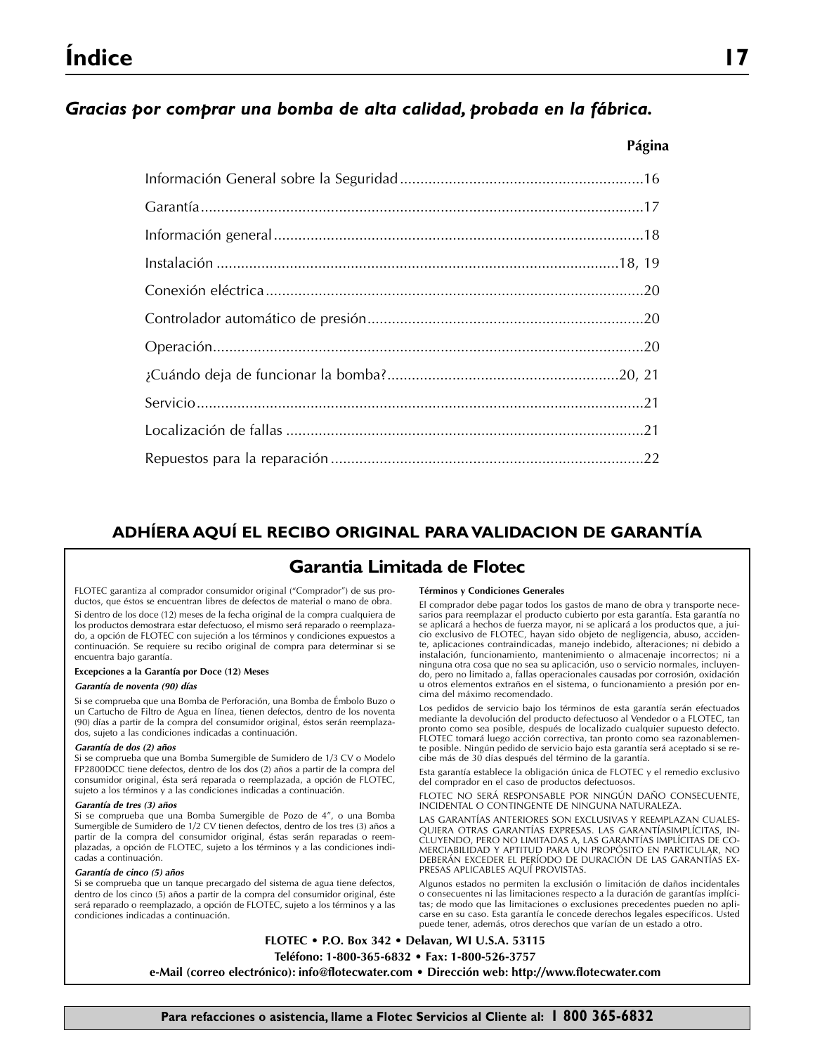# Índice

## *Gracias por comprar una bomba de alta calidad, probada en la fábrica.*

| | Página |
|---|---|
| Información General sobre la Seguridad | 16 |
| Garantía | 17 |
| Información general | 18 |
| Instalación | 18, 19 |
| Conexión eléctrica | 20 |
| Controlador automático de presión | 20 |
| Operación | 20 |
| ¿Cuándo deja de funcionar la bomba? | 20, 21 |
| Servicio | 21 |
| Localización de fallas | 21 |
| Repuestos para la reparación | 22 |

### ADHÍERA AQUÍ EL RECIBO ORIGINAL PARA VALIDACION DE GARANTÍA

## Garantia Limitada de Flotec

FLOTEC garantiza al comprador consumidor original ("Comprador") de sus productos, que éstos se encuentran libres de defectos de material o mano de obra.

Si dentro de los doce (12) meses de la fecha original de la compra cualquiera de los productos demostrara estar defectuoso, el mismo será reparado o reemplazado, a opción de FLOTEC con sujeción a los términos y condiciones expuestos a continuación. Se requiere su recibo original de compra para determinar si se encuentra bajo garantía.

**Excepciones a la Garantía por Doce (12) Meses**

***Garantía de noventa (90) días***

Si se comprueba que una Bomba de Perforación, una Bomba de Émbolo Buzo o un Cartucho de Filtro de Agua en línea, tienen defectos, dentro de los noventa (90) días a partir de la compra del consumidor original, éstos serán reemplazados, sujeto a las condiciones indicadas a continuación.

***Garantía de dos (2) años***

Si se comprueba que una Bomba Sumergible de Sumidero de 1/3 CV o Modelo FP2800DCC tiene defectos, dentro de los dos (2) años a partir de la compra del consumidor original, ésta será reparada o reemplazada, a opción de FLOTEC, sujeto a los términos y a las condiciones indicadas a continuación.

***Garantía de tres (3) años***

Si se comprueba que una Bomba Sumergible de Pozo de 4", o una Bomba Sumergible de Sumidero de 1/2 CV tienen defectos, dentro de los tres (3) años a partir de la compra del consumidor original, éstas serán reparadas o reemplazadas, a opción de FLOTEC, sujeto a los términos y a las condiciones indicadas a continuación.

***Garantía de cinco (5) años***

Si se comprueba que un tanque precargado del sistema de agua tiene defectos, dentro de los cinco (5) años a partir de la compra del consumidor original, éste será reparado o reemplazado, a opción de FLOTEC, sujeto a los términos y a las condiciones indicadas a continuación.

**Términos y Condiciones Generales**

El comprador debe pagar todos los gastos de mano de obra y transporte necesarios para reemplazar el producto cubierto por esta garantía. Esta garantía no se aplicará a hechos de fuerza mayor, ni se aplicará a los productos que, a juicio exclusivo de FLOTEC, hayan sido objeto de negligencia, abuso, accidente, aplicaciones contraindicadas, manejo indebido, alteraciones; ni debido a instalación, funcionamiento, mantenimiento o almacenaje incorrectos; ni a ninguna otra cosa que no sea su aplicación, uso o servicio normales, incluyendo, pero no limitado a, fallas operacionales causadas por corrosión, oxidación u otros elementos extraños en el sistema, o funcionamiento a presión por encima del máximo recomendado.

Los pedidos de servicio bajo los términos de esta garantía serán efectuados mediante la devolución del producto defectuoso al Vendedor o a FLOTEC, tan pronto como sea posible, después de localizado cualquier supuesto defecto. FLOTEC tomará luego acción correctiva, tan pronto como sea razonablemente posible. Ningún pedido de servicio bajo esta garantía será aceptado si se recibe más de 30 días después del término de la garantía.

Esta garantía establece la obligación única de FLOTEC y el remedio exclusivo del comprador en el caso de productos defectuosos.

FLOTEC NO SERÁ RESPONSABLE POR NINGÚN DAÑO CONSECUENTE, INCIDENTAL O CONTINGENTE DE NINGUNA NATURALEZA.

LAS GARANTÍAS ANTERIORES SON EXCLUSIVAS Y REEMPLAZAN CUALESQUIERA OTRAS GARANTÍAS EXPRESAS. LAS GARANTÍASIMPLÍCITAS, INCLUYENDO, PERO NO LIMITADAS A, LAS GARANTÍAS IMPLÍCITAS DE COMERCIABILIDAD Y APTITUD PARA UN PROPÓSITO EN PARTICULAR, NO DEBERÁN EXCEDER EL PERÍODO DE DURACIÓN DE LAS GARANTÍAS EXPRESAS APLICABLES AQUÍ PROVISTAS.

Algunos estados no permiten la exclusión o limitación de daños incidentales o consecuentes ni las limitaciones respecto a la duración de garantías implícitas; de modo que las limitaciones o exclusiones precedentes pueden no aplicarse en su caso. Esta garantía le concede derechos legales específicos. Usted puede tener, además, otros derechos que varían de un estado a otro.

**FLOTEC • P.O. Box 342 • Delavan, WI U.S.A. 53115**

**Teléfono: 1-800-365-6832 • Fax: 1-800-526-3757**

**e-Mail (correo electrónico): info@flotecwater.com • Dirección web: http://www.flotecwater.com**

**Para refacciones o asistencia, llame a Flotec Servicios al Cliente al: 1 800 365-6832**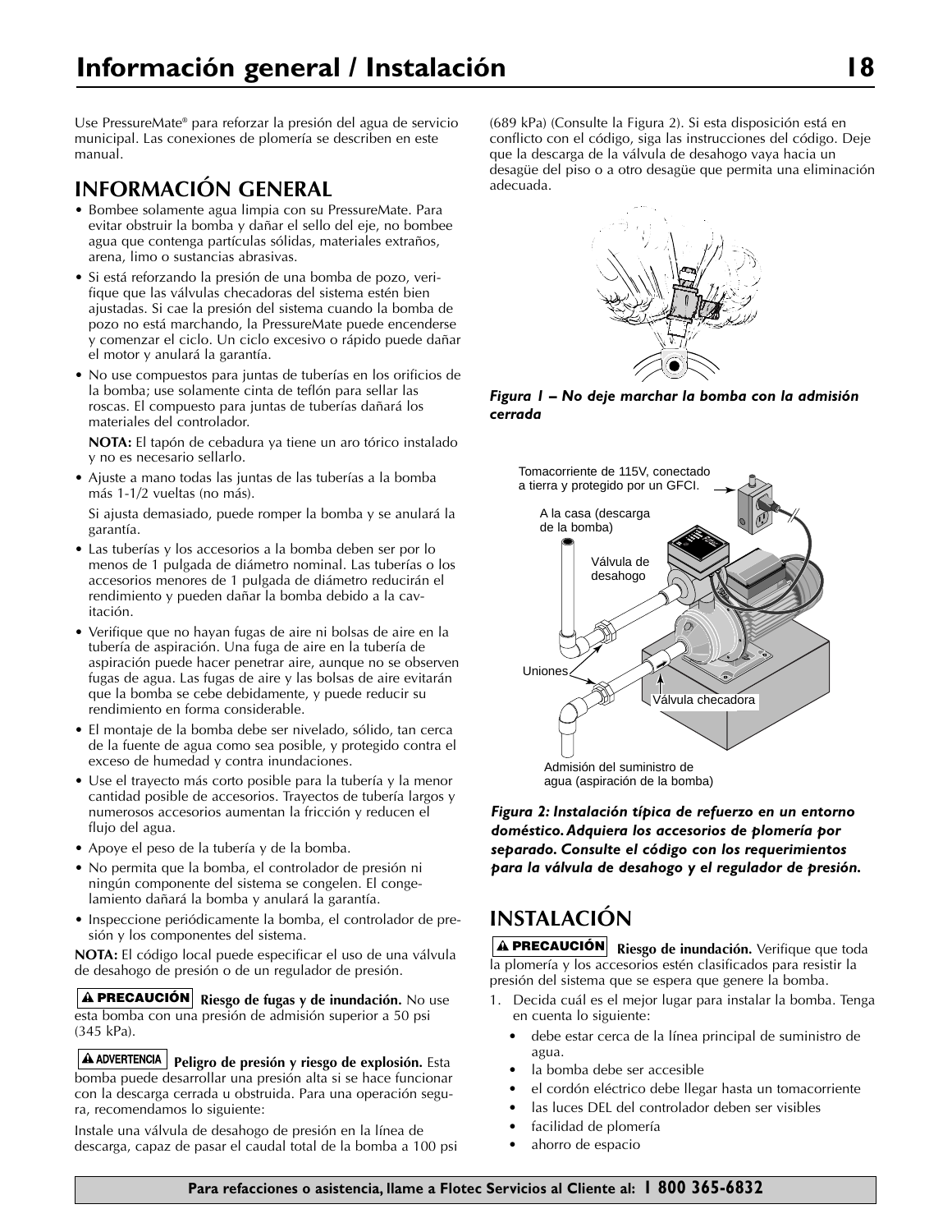# Información general / Instalación

Use PressureMate® para reforzar la presión del agua de servicio municipal. Las conexiones de plomería se describen en este manual.

## INFORMACIÓN GENERAL

- Bombee solamente agua limpia con su PressureMate. Para evitar obstruir la bomba y dañar el sello del eje, no bombee agua que contenga partículas sólidas, materiales extraños, arena, limo o sustancias abrasivas.
- Si está reforzando la presión de una bomba de pozo, verifique que las válvulas checadoras del sistema estén bien ajustadas. Si cae la presión del sistema cuando la bomba de pozo no está marchando, la PressureMate puede encenderse y comenzar el ciclo. Un ciclo excesivo o rápido puede dañar el motor y anulará la garantía.
- No use compuestos para juntas de tuberías en los orificios de la bomba; use solamente cinta de teflón para sellar las roscas. El compuesto para juntas de tuberías dañará los materiales del controlador.

  **NOTA:** El tapón de cebadura ya tiene un aro tórico instalado y no es necesario sellarlo.
- Ajuste a mano todas las juntas de las tuberías a la bomba más 1-1/2 vueltas (no más).

  Si ajusta demasiado, puede romper la bomba y se anulará la garantía.
- Las tuberías y los accesorios a la bomba deben ser por lo menos de 1 pulgada de diámetro nominal. Las tuberías o los accesorios menores de 1 pulgada de diámetro reducirán el rendimiento y pueden dañar la bomba debido a la cavitación.
- Verifique que no hayan fugas de aire ni bolsas de aire en la tubería de aspiración. Una fuga de aire en la tubería de aspiración puede hacer penetrar aire, aunque no se observen fugas de agua. Las fugas de aire y las bolsas de aire evitarán que la bomba se cebe debidamente, y puede reducir su rendimiento en forma considerable.
- El montaje de la bomba debe ser nivelado, sólido, tan cerca de la fuente de agua como sea posible, y protegido contra el exceso de humedad y contra inundaciones.
- Use el trayecto más corto posible para la tubería y la menor cantidad posible de accesorios. Trayectos de tubería largos y numerosos accesorios aumentan la fricción y reducen el flujo del agua.
- Apoye el peso de la tubería y de la bomba.
- No permita que la bomba, el controlador de presión ni ningún componente del sistema se congelen. El congelamiento dañará la bomba y anulará la garantía.
- Inspeccione periódicamente la bomba, el controlador de presión y los componentes del sistema.

**NOTA:** El código local puede especificar el uso de una válvula de desahogo de presión o de un regulador de presión.

**⚠ PRECAUCIÓN** **Riesgo de fugas y de inundación.** No use esta bomba con una presión de admisión superior a 50 psi (345 kPa).

**⚠ ADVERTENCIA** **Peligro de presión y riesgo de explosión.** Esta bomba puede desarrollar una presión alta si se hace funcionar con la descarga cerrada u obstruida. Para una operación segura, recomendamos lo siguiente:

Instale una válvula de desahogo de presión en la línea de descarga, capaz de pasar el caudal total de la bomba a 100 psi (689 kPa) (Consulte la Figura 2). Si esta disposición está en conflicto con el código, siga las instrucciones del código. Deje que la descarga de la válvula de desahogo vaya hacia un desagüe del piso o a otro desagüe que permita una eliminación adecuada.

*Figura 1 – No deje marchar la bomba con la admisión cerrada*

Tomacorriente de 115V, conectado a tierra y protegido por un GFCI.
A la casa (descarga de la bomba)
Válvula de desahogo
Uniones
Válvula checadora
Admisión del suministro de agua (aspiración de la bomba)

*Figura 2: Instalación típica de refuerzo en un entorno doméstico. Adquiera los accesorios de plomería por separado. Consulte el código con los requerimientos para la válvula de desahogo y el regulador de presión.*

## INSTALACIÓN

**⚠ PRECAUCIÓN** **Riesgo de inundación.** Verifique que toda la plomería y los accesorios estén clasificados para resistir la presión del sistema que se espera que genere la bomba.

1. Decida cuál es el mejor lugar para instalar la bomba. Tenga en cuenta lo siguiente:
   - debe estar cerca de la línea principal de suministro de agua.
   - la bomba debe ser accesible
   - el cordón eléctrico debe llegar hasta un tomacorriente
   - las luces DEL del controlador deben ser visibles
   - facilidad de plomería
   - ahorro de espacio

**Para refacciones o asistencia, llame a Flotec Servicios al Cliente al: 1 800 365-6832**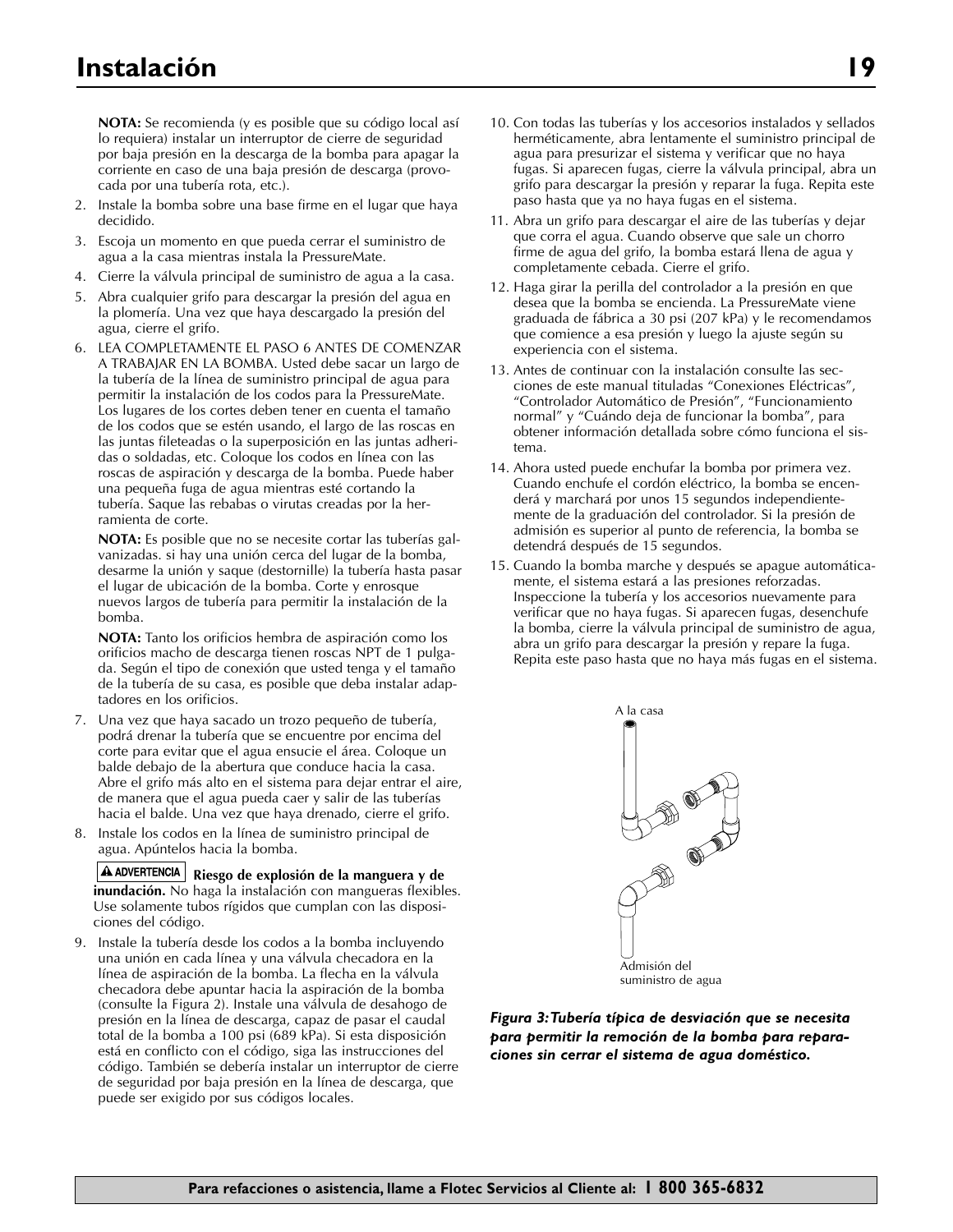# Instalación

**NOTA:** Se recomienda (y es posible que su código local así lo requiera) instalar un interruptor de cierre de seguridad por baja presión en la descarga de la bomba para apagar la corriente en caso de una baja presión de descarga (provocada por una tubería rota, etc.).

2. Instale la bomba sobre una base firme en el lugar que haya decidido.
3. Escoja un momento en que pueda cerrar el suministro de agua a la casa mientras instala la PressureMate.
4. Cierre la válvula principal de suministro de agua a la casa.
5. Abra cualquier grifo para descargar la presión del agua en la plomería. Una vez que haya descargado la presión del agua, cierre el grifo.
6. LEA COMPLETAMENTE EL PASO 6 ANTES DE COMENZAR A TRABAJAR EN LA BOMBA. Usted debe sacar un largo de la tubería de la línea de suministro principal de agua para permitir la instalación de los codos para la PressureMate. Los lugares de los cortes deben tener en cuenta el tamaño de los codos que se estén usando, el largo de las roscas en las juntas fileteadas o la superposición en las juntas adheridas o soldadas, etc. Coloque los codos en línea con las roscas de aspiración y descarga de la bomba. Puede haber una pequeña fuga de agua mientras esté cortando la tubería. Saque las rebabas o virutas creadas por la herramienta de corte.

   **NOTA:** Es posible que no se necesite cortar las tuberías galvanizadas. si hay una unión cerca del lugar de la bomba, desarme la unión y saque (destornille) la tubería hasta pasar el lugar de ubicación de la bomba. Corte y enrosque nuevos largos de tubería para permitir la instalación de la bomba.

   **NOTA:** Tanto los orificios hembra de aspiración como los orificios macho de descarga tienen roscas NPT de 1 pulgada. Según el tipo de conexión que usted tenga y el tamaño de la tubería de su casa, es posible que deba instalar adaptadores en los orificios.

7. Una vez que haya sacado un trozo pequeño de tubería, podrá drenar la tubería que se encuentre por encima del corte para evitar que el agua ensucie el área. Coloque un balde debajo de la abertura que conduce hacia la casa. Abre el grifo más alto en el sistema para dejar entrar el aire, de manera que el agua pueda caer y salir de las tuberías hacia el balde. Una vez que haya drenado, cierre el grifo.
8. Instale los codos en la línea de suministro principal de agua. Apúntelos hacia la bomba.

   **⚠ ADVERTENCIA Riesgo de explosión de la manguera y de inundación.** No haga la instalación con mangueras flexibles. Use solamente tubos rígidos que cumplan con las disposiciones del código.

9. Instale la tubería desde los codos a la bomba incluyendo una unión en cada línea y una válvula checadora en la línea de aspiración de la bomba. La flecha en la válvula checadora debe apuntar hacia la aspiración de la bomba (consulte la Figura 2). Instale una válvula de desahogo de presión en la línea de descarga, capaz de pasar el caudal total de la bomba a 100 psi (689 kPa). Si esta disposición está en conflicto con el código, siga las instrucciones del código. También se debería instalar un interruptor de cierre de seguridad por baja presión en la línea de descarga, que puede ser exigido por sus códigos locales.
10. Con todas las tuberías y los accesorios instalados y sellados herméticamente, abra lentamente el suministro principal de agua para presurizar el sistema y verificar que no haya fugas. Si aparecen fugas, cierre la válvula principal, abra un grifo para descargar la presión y reparar la fuga. Repita este paso hasta que ya no haya fugas en el sistema.
11. Abra un grifo para descargar el aire de las tuberías y dejar que corra el agua. Cuando observe que sale un chorro firme de agua del grifo, la bomba estará llena de agua y completamente cebada. Cierre el grifo.
12. Haga girar la perilla del controlador a la presión en que desea que la bomba se encienda. La PressureMate viene graduada de fábrica a 30 psi (207 kPa) y le recomendamos que comience a esa presión y luego la ajuste según su experiencia con el sistema.
13. Antes de continuar con la instalación consulte las secciones de este manual tituladas "Conexiones Eléctricas", "Controlador Automático de Presión", "Funcionamiento normal" y "Cuándo deja de funcionar la bomba", para obtener información detallada sobre cómo funciona el sistema.
14. Ahora usted puede enchufar la bomba por primera vez. Cuando enchufe el cordón eléctrico, la bomba se encenderá y marchará por unos 15 segundos independientemente de la graduación del controlador. Si la presión de admisión es superior al punto de referencia, la bomba se detendrá después de 15 segundos.
15. Cuando la bomba marche y después se apague automáticamente, el sistema estará a las presiones reforzadas. Inspeccione la tubería y los accesorios nuevamente para verificar que no haya fugas. Si aparecen fugas, desenchufe la bomba, cierre la válvula principal de suministro de agua, abra un grifo para descargar la presión y repare la fuga. Repita este paso hasta que no haya más fugas en el sistema.

A la casa

Admisión del suministro de agua

***Figura 3: Tubería típica de desviación que se necesita para permitir la remoción de la bomba para reparaciones sin cerrar el sistema de agua doméstico.***

**Para refacciones o asistencia, llame a Flotec Servicios al Cliente al: 1 800 365-6832**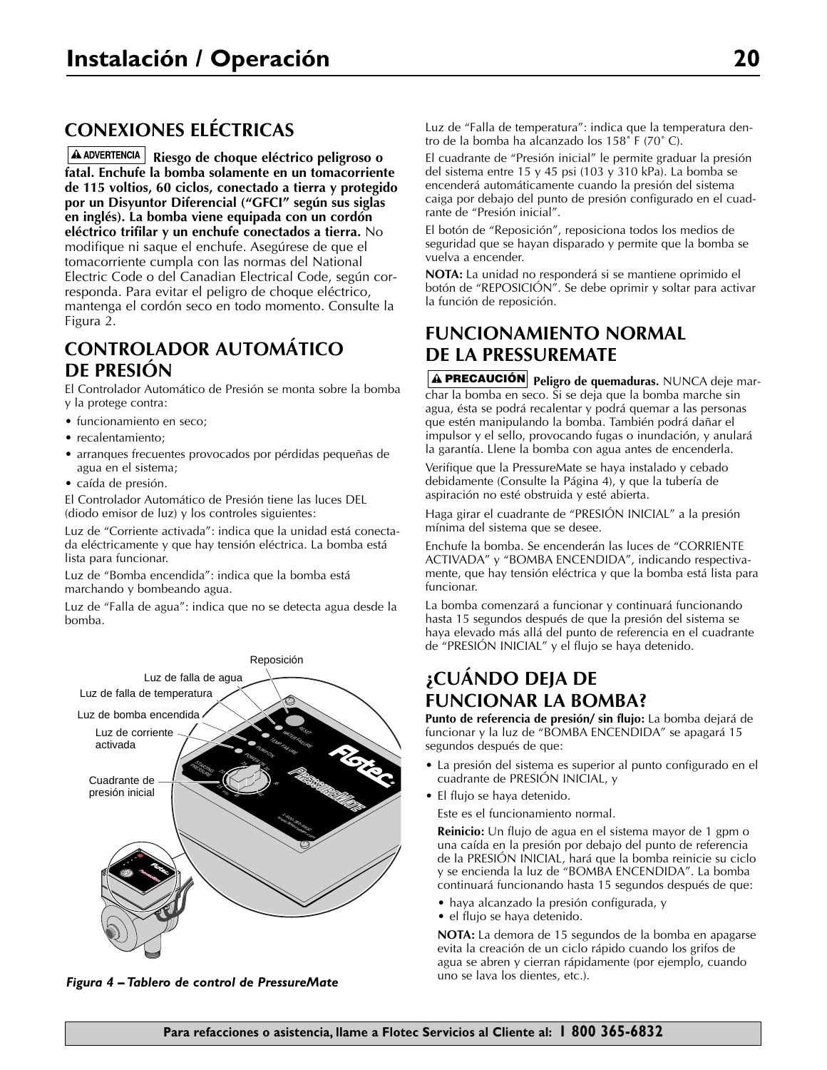# Instalación / Operación

## CONEXIONES ELÉCTRICAS

**⚠ ADVERTENCIA Riesgo de choque eléctrico peligroso o fatal. Enchufe la bomba solamente en un tomacorriente de 115 voltios, 60 ciclos, conectado a tierra y protegido por un Disyuntor Diferencial ("GFCI" según sus siglas en inglés). La bomba viene equipada con un cordón eléctrico trifilar y un enchufe conectados a tierra.** No modifique ni saque el enchufe. Asegúrese de que el tomacorriente cumpla con las normas del National Electric Code o del Canadian Electrical Code, según corresponda. Para evitar el peligro de choque eléctrico, mantenga el cordón seco en todo momento. Consulte la Figura 2.

## CONTROLADOR AUTOMÁTICO DE PRESIÓN

El Controlador Automático de Presión se monta sobre la bomba y la protege contra:

- funcionamiento en seco;
- recalentamiento;
- arranques frecuentes provocados por pérdidas pequeñas de agua en el sistema;
- caída de presión.

El Controlador Automático de Presión tiene las luces DEL (diodo emisor de luz) y los controles siguientes:

Luz de "Corriente activada": indica que la unidad está conectada eléctricamente y que hay tensión eléctrica. La bomba está lista para funcionar.

Luz de "Bomba encendida": indica que la bomba está marchando y bombeando agua.

Luz de "Falla de agua": indica que no se detecta agua desde la bomba.

Reposición
Luz de falla de agua
Luz de falla de temperatura
Luz de bomba encendida
Luz de corriente activada
Cuadrante de presión inicial

*Figura 4 – Tablero de control de PressureMate*

Luz de "Falla de temperatura": indica que la temperatura dentro de la bomba ha alcanzado los 158˚ F (70˚ C).

El cuadrante de "Presión inicial" le permite graduar la presión del sistema entre 15 y 45 psi (103 y 310 kPa). La bomba se encenderá automáticamente cuando la presión del sistema caiga por debajo del punto de presión configurado en el cuadrante de "Presión inicial".

El botón de "Reposición", reposiciona todos los medios de seguridad que se hayan disparado y permite que la bomba se vuelva a encender.

**NOTA:** La unidad no responderá si se mantiene oprimido el botón de "REPOSICIÓN". Se debe oprimir y soltar para activar la función de reposición.

## FUNCIONAMIENTO NORMAL DE LA PRESSUREMATE

**⚠ PRECAUCIÓN Peligro de quemaduras.** NUNCA deje marchar la bomba en seco. Si se deja que la bomba marche sin agua, ésta se podrá recalentar y podrá quemar a las personas que estén manipulando la bomba. También podrá dañar el impulsor y el sello, provocando fugas o inundación, y anulará la garantía. Llene la bomba con agua antes de encenderla.

Verifique que la PressureMate se haya instalado y cebado debidamente (Consulte la Página 4), y que la tubería de aspiración no esté obstruida y esté abierta.

Haga girar el cuadrante de "PRESIÓN INICIAL" a la presión mínima del sistema que se desee.

Enchufe la bomba. Se encenderán las luces de "CORRIENTE ACTIVADA" y "BOMBA ENCENDIDA", indicando respectivamente, que hay tensión eléctrica y que la bomba está lista para funcionar.

La bomba comenzará a funcionar y continuará funcionando hasta 15 segundos después de que la presión del sistema se haya elevado más allá del punto de referencia en el cuadrante de "PRESIÓN INICIAL" y el flujo se haya detenido.

## ¿CUÁNDO DEJA DE FUNCIONAR LA BOMBA?

**Punto de referencia de presión/ sin flujo:** La bomba dejará de funcionar y la luz de "BOMBA ENCENDIDA" se apagará 15 segundos después de que:

- La presión del sistema es superior al punto configurado en el cuadrante de PRESIÓN INICIAL, y
- El flujo se haya detenido.

Este es el funcionamiento normal.

**Reinicio:** Un flujo de agua en el sistema mayor de 1 gpm o una caída en la presión por debajo del punto de referencia de la PRESIÓN INICIAL, hará que la bomba reinicie su ciclo y se encienda la luz de "BOMBA ENCENDIDA". La bomba continuará funcionando hasta 15 segundos después de que:

- haya alcanzado la presión configurada, y
- el flujo se haya detenido.

**NOTA:** La demora de 15 segundos de la bomba en apagarse evita la creación de un ciclo rápido cuando los grifos de agua se abren y cierran rápidamente (por ejemplo, cuando uno se lava los dientes, etc.).

**Para refacciones o asistencia, llame a Flotec Servicios al Cliente al: 1 800 365-6832**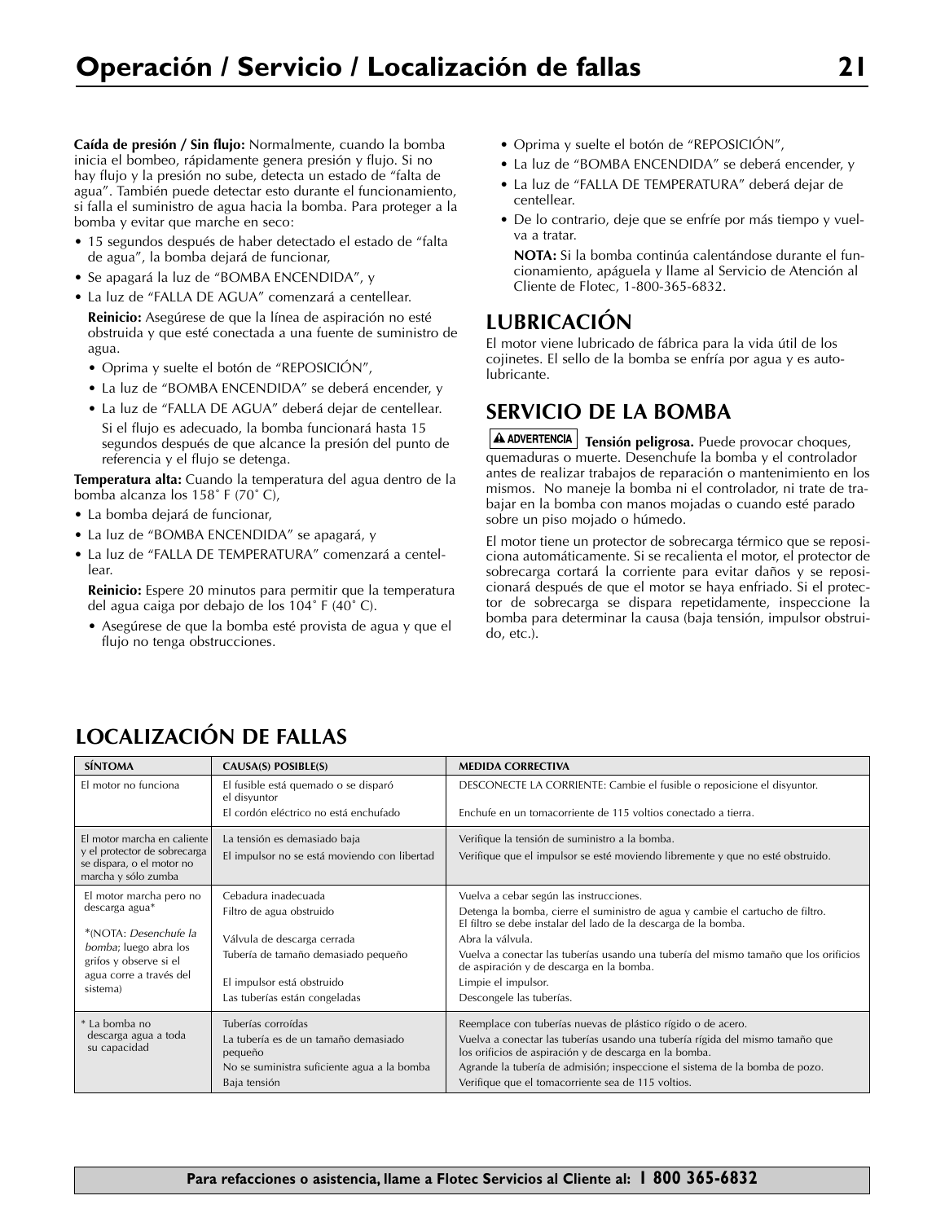**Caída de presión / Sin flujo:** Normalmente, cuando la bomba inicia el bombeo, rápidamente genera presión y flujo. Si no hay flujo y la presión no sube, detecta un estado de "falta de agua". También puede detectar esto durante el funcionamiento, si falla el suministro de agua hacia la bomba. Para proteger a la bomba y evitar que marche en seco:

- 15 segundos después de haber detectado el estado de "falta de agua", la bomba dejará de funcionar,
- Se apagará la luz de "BOMBA ENCENDIDA", y
- La luz de "FALLA DE AGUA" comenzará a centellear.

  **Reinicio:** Asegúrese de que la línea de aspiración no esté obstruida y que esté conectada a una fuente de suministro de agua.

  - Oprima y suelte el botón de "REPOSICIÓN",
  - La luz de "BOMBA ENCENDIDA" se deberá encender, y
  - La luz de "FALLA DE AGUA" deberá dejar de centellear.

  Si el flujo es adecuado, la bomba funcionará hasta 15 segundos después de que alcance la presión del punto de referencia y el flujo se detenga.

**Temperatura alta:** Cuando la temperatura del agua dentro de la bomba alcanza los 158˚ F (70˚ C),

- La bomba dejará de funcionar,
- La luz de "BOMBA ENCENDIDA" se apagará, y
- La luz de "FALLA DE TEMPERATURA" comenzará a centellear.

  **Reinicio:** Espere 20 minutos para permitir que la temperatura del agua caiga por debajo de los 104˚ F (40˚ C).

  - Asegúrese de que la bomba esté provista de agua y que el flujo no tenga obstrucciones.
  - Oprima y suelte el botón de "REPOSICIÓN",
  - La luz de "BOMBA ENCENDIDA" se deberá encender, y
  - La luz de "FALLA DE TEMPERATURA" deberá dejar de centellear.
  - De lo contrario, deje que se enfríe por más tiempo y vuelva a tratar.

  **NOTA:** Si la bomba continúa calentándose durante el funcionamiento, apáguela y llame al Servicio de Atención al Cliente de Flotec, 1-800-365-6832.

## LUBRICACIÓN

El motor viene lubricado de fábrica para la vida útil de los cojinetes. El sello de la bomba se enfría por agua y es autolubricante.

## SERVICIO DE LA BOMBA

**⚠ ADVERTENCIA** **Tensión peligrosa.** Puede provocar choques, quemaduras o muerte. Desenchufe la bomba y el controlador antes de realizar trabajos de reparación o mantenimiento en los mismos. No maneje la bomba ni el controlador, ni trate de trabajar en la bomba con manos mojadas o cuando esté parado sobre un piso mojado o húmedo.

El motor tiene un protector de sobrecarga térmico que se reposiciona automáticamente. Si se recalienta el motor, el protector de sobrecarga cortará la corriente para evitar daños y se reposicionará después de que el motor se haya enfriado. Si el protector de sobrecarga se dispara repetidamente, inspeccione la bomba para determinar la causa (baja tensión, impulsor obstruido, etc.).

## LOCALIZACIÓN DE FALLAS

| SÍNTOMA | CAUSA(S) POSIBLE(S) | MEDIDA CORRECTIVA |
|---|---|---|
| El motor no funciona | El fusible está quemado o se disparó el disyuntor | DESCONECTE LA CORRIENTE: Cambie el fusible o reposicione el disyuntor. |
| | El cordón eléctrico no está enchufado | Enchufe en un tomacorriente de 115 voltios conectado a tierra. |
| El motor marcha en caliente y el protector de sobrecarga se dispara, o el motor no marcha y sólo zumba | La tensión es demasiado baja | Verifique la tensión de suministro a la bomba. |
| | El impulsor no se está moviendo con libertad | Verifique que el impulsor se esté moviendo libremente y que no esté obstruido. |
| El motor marcha pero no descarga agua* | Cebadura inadecuada | Vuelva a cebar según las instrucciones. |
| | Filtro de agua obstruido | Detenga la bomba, cierre el suministro de agua y cambie el cartucho de filtro. El filtro se debe instalar del lado de la descarga de la bomba. |
| *(NOTA: *Desenchufe la bomba*; luego abra los grifos y observe si el agua corre a través del sistema) | Válvula de descarga cerrada | Abra la válvula. |
| | Tubería de tamaño demasiado pequeño | Vuelva a conectar las tuberías usando una tubería del mismo tamaño que los orificios de aspiración y de descarga en la bomba. |
| | El impulsor está obstruido | Limpie el impulsor. |
| | Las tuberías están congeladas | Descongele las tuberías. |
| * La bomba no descarga agua a toda su capacidad | Tuberías corroídas | Reemplace con tuberías nuevas de plástico rígido o de acero. |
| | La tubería es de un tamaño demasiado pequeño | Vuelva a conectar las tuberías usando una tubería rígida del mismo tamaño que los orificios de aspiración y de descarga en la bomba. |
| | No se suministra suficiente agua a la bomba | Agrande la tubería de admisión; inspeccione el sistema de la bomba de pozo. |
| | Baja tensión | Verifique que el tomacorriente sea de 115 voltios. |

**Para refacciones o asistencia, llame a Flotec Servicios al Cliente al: 1 800 365-6832**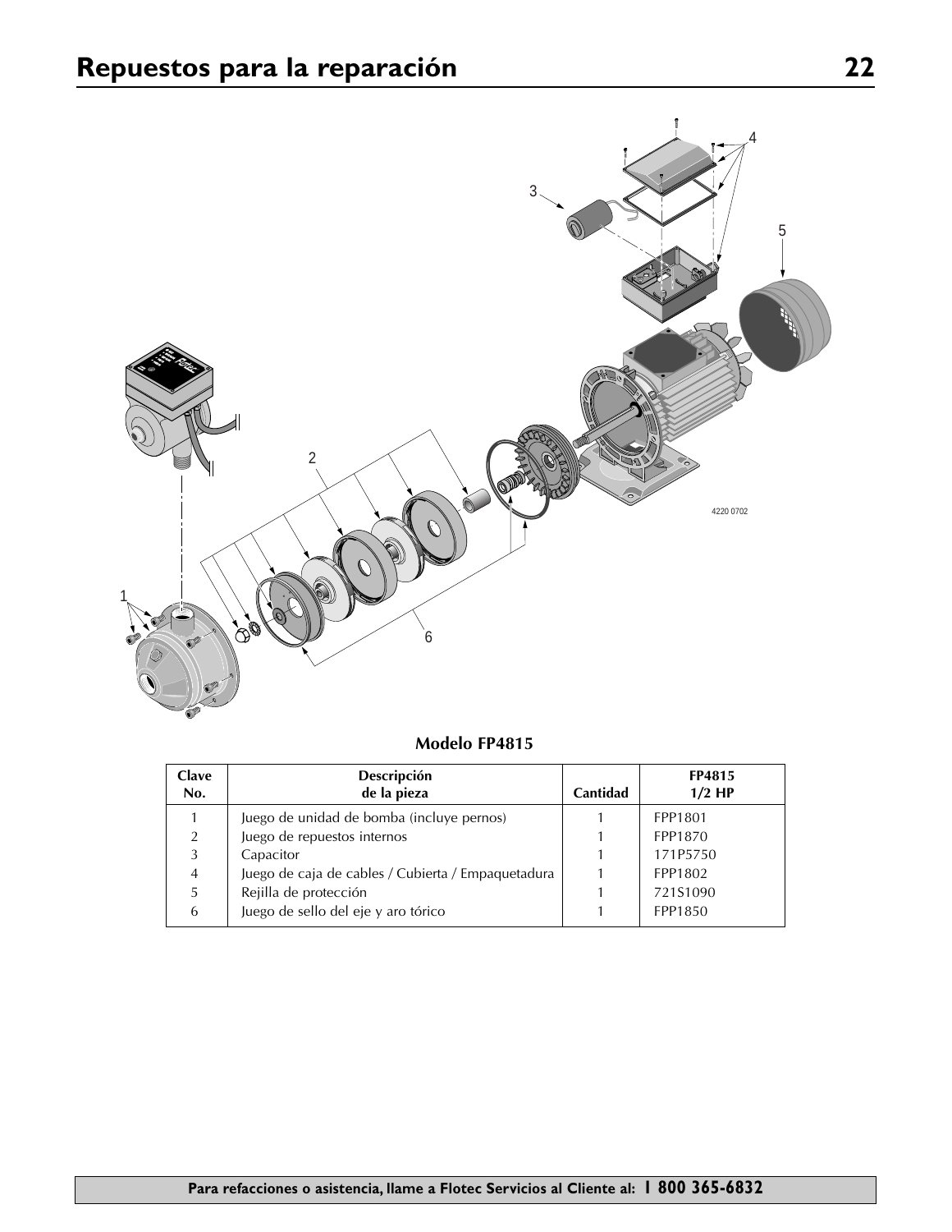# Repuestos para la reparación

3

4

5

2

1

6

4220 0702

**Modelo FP4815**

| Clave No. | Descripción de la pieza | Cantidad | FP4815 1/2 HP |
|---|---|---|---|
| 1 | Juego de unidad de bomba (incluye pernos) | 1 | FPP1801 |
| 2 | Juego de repuestos internos | 1 | FPP1870 |
| 3 | Capacitor | 1 | 171P5750 |
| 4 | Juego de caja de cables / Cubierta / Empaquetadura | 1 | FPP1802 |
| 5 | Rejilla de protección | 1 | 721S1090 |
| 6 | Juego de sello del eje y aro tórico | 1 | FPP1850 |

**Para refacciones o asistencia, llame a Flotec Servicios al Cliente al: 1 800 365-6832**